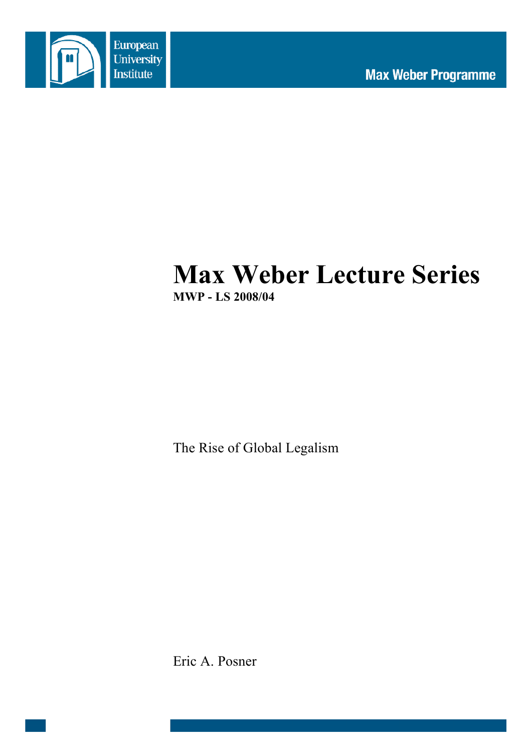European University Institute

Max Weber Programme

# Max Weber Lecture Series

**MWP - LS 2008/04**

The Rise of Global Legalism

Eric A. Posner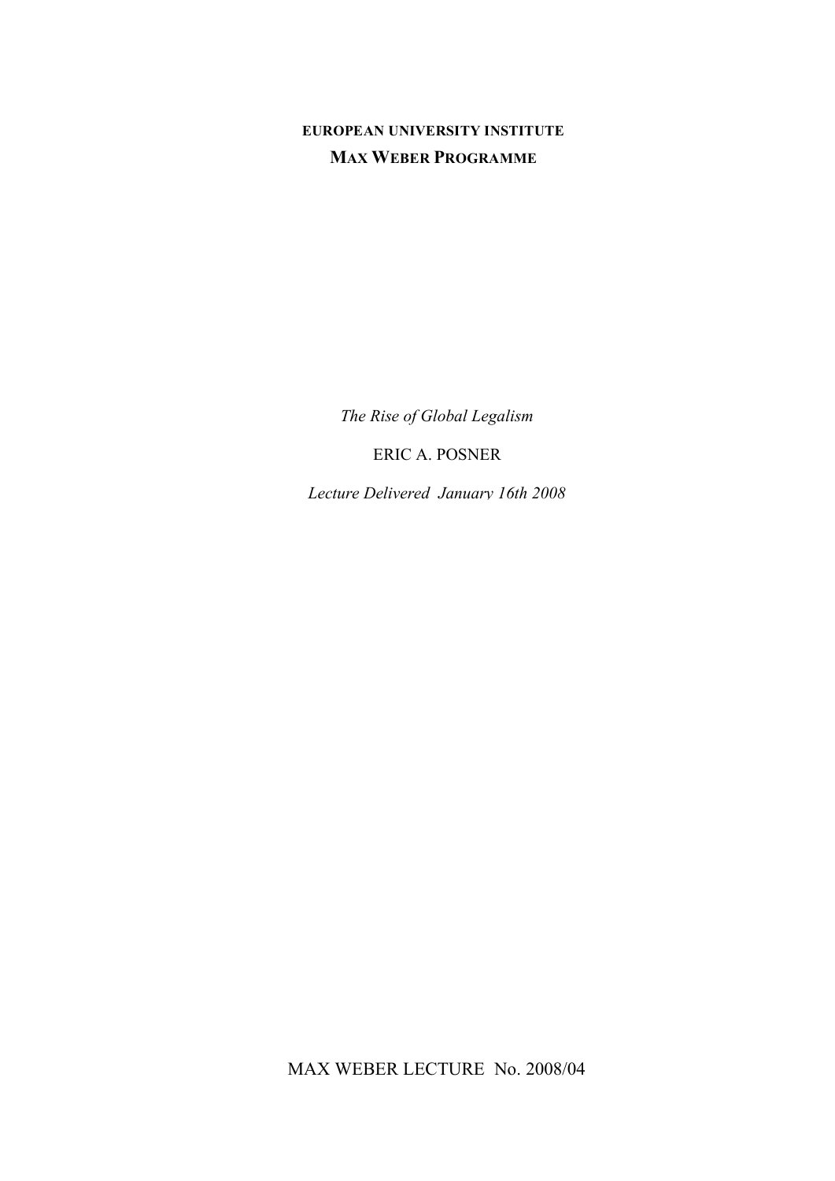**EUROPEAN UNIVERSITY INSTITUTE**

**MAX WEBER PROGRAMME**

*The Rise of Global Legalism*

ERIC A. POSNER

*Lecture Delivered January 16th 2008*

MAX WEBER LECTURE No. 2008/04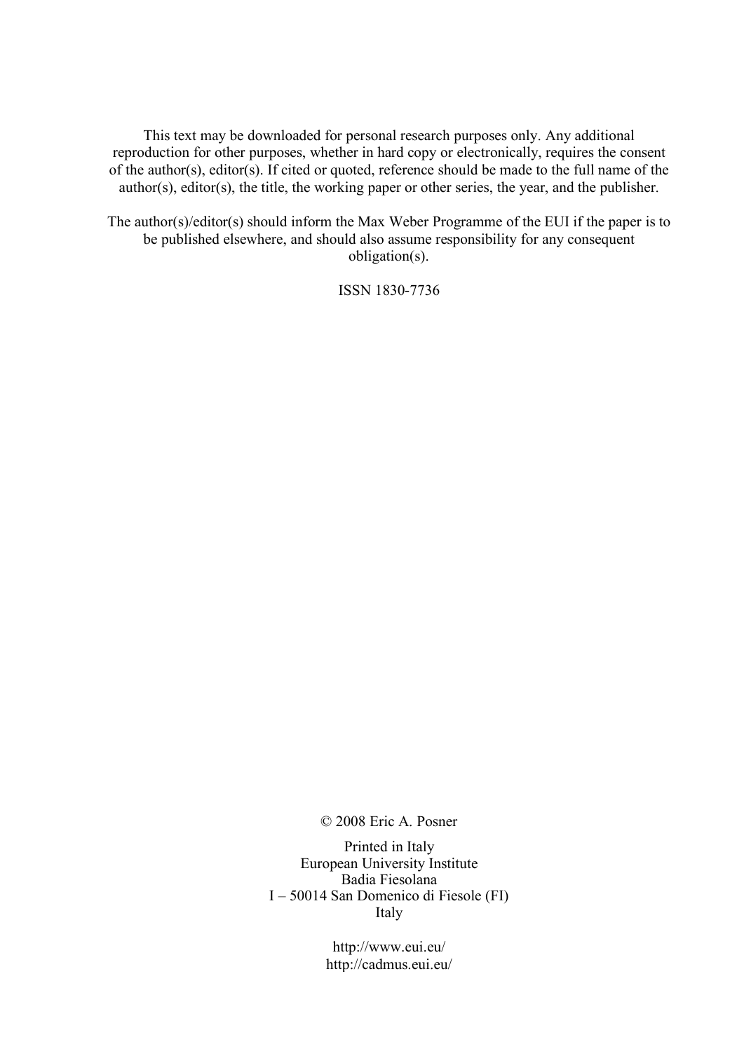This text may be downloaded for personal research purposes only. Any additional reproduction for other purposes, whether in hard copy or electronically, requires the consent of the author(s), editor(s). If cited or quoted, reference should be made to the full name of the author(s), editor(s), the title, the working paper or other series, the year, and the publisher.

The author(s)/editor(s) should inform the Max Weber Programme of the EUI if the paper is to be published elsewhere, and should also assume responsibility for any consequent obligation(s).

ISSN 1830-7736

© 2008 Eric A. Posner

Printed in Italy
European University Institute
Badia Fiesolana
I – 50014 San Domenico di Fiesole (FI)
Italy

http://www.eui.eu/
http://cadmus.eui.eu/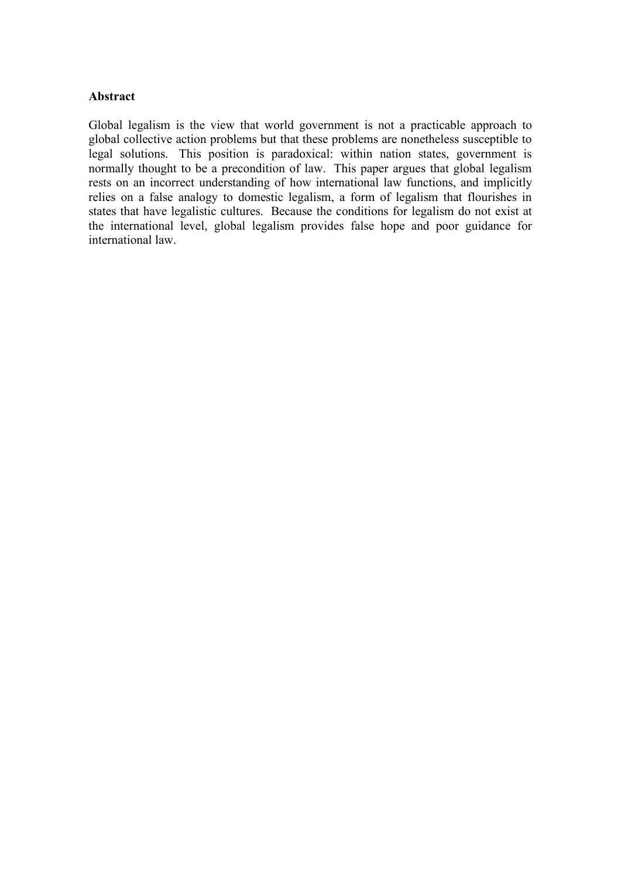**Abstract**

Global legalism is the view that world government is not a practicable approach to global collective action problems but that these problems are nonetheless susceptible to legal solutions. This position is paradoxical: within nation states, government is normally thought to be a precondition of law. This paper argues that global legalism rests on an incorrect understanding of how international law functions, and implicitly relies on a false analogy to domestic legalism, a form of legalism that flourishes in states that have legalistic cultures. Because the conditions for legalism do not exist at the international level, global legalism provides false hope and poor guidance for international law.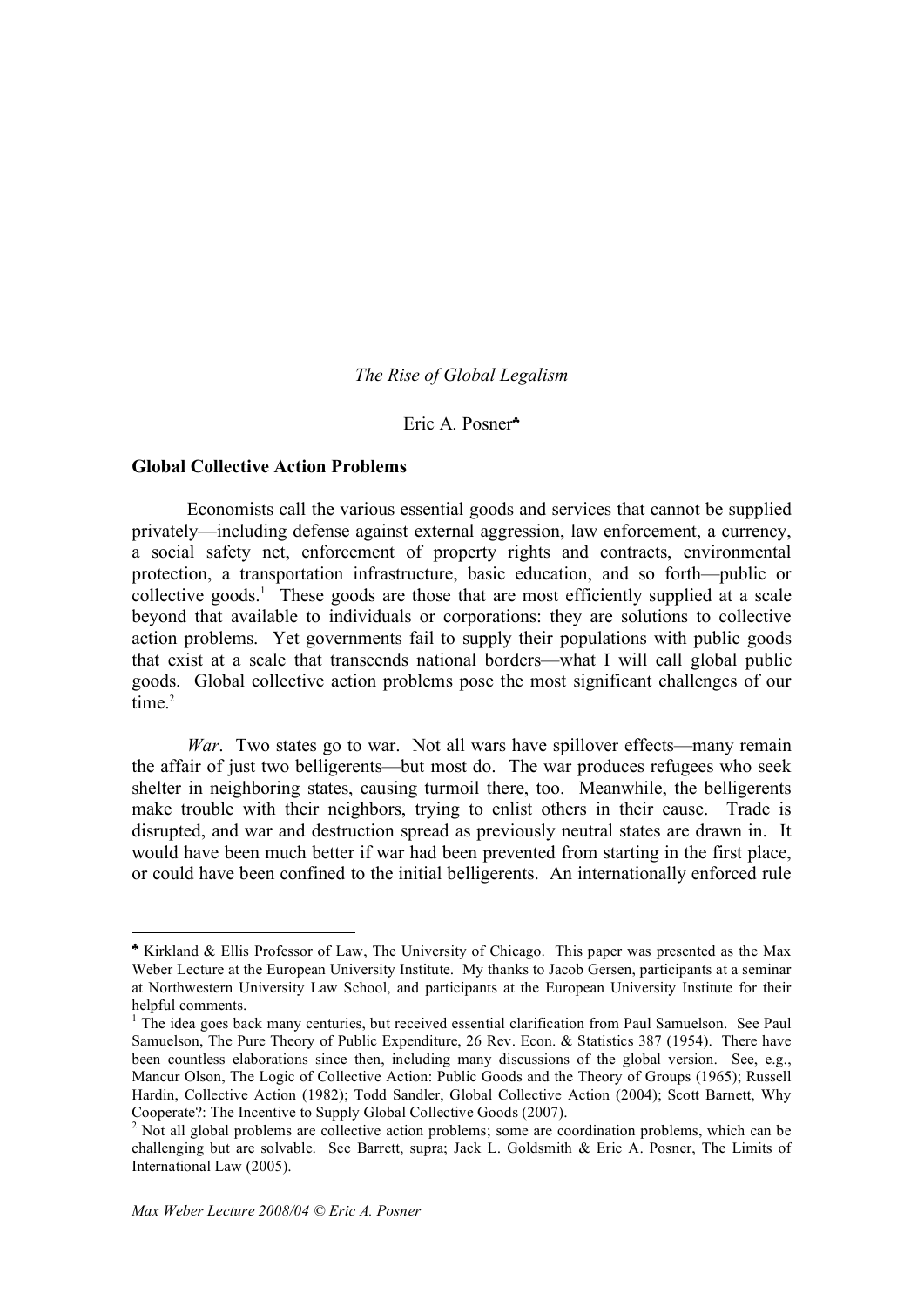*The Rise of Global Legalism*

Eric A. Posner[♣]

**Global Collective Action Problems**

Economists call the various essential goods and services that cannot be supplied privately—including defense against external aggression, law enforcement, a currency, a social safety net, enforcement of property rights and contracts, environmental protection, a transportation infrastructure, basic education, and so forth—public or collective goods.[1] These goods are those that are most efficiently supplied at a scale beyond that available to individuals or corporations: they are solutions to collective action problems. Yet governments fail to supply their populations with public goods that exist at a scale that transcends national borders—what I will call global public goods. Global collective action problems pose the most significant challenges of our time.[2]

*War*. Two states go to war. Not all wars have spillover effects—many remain the affair of just two belligerents—but most do. The war produces refugees who seek shelter in neighboring states, causing turmoil there, too. Meanwhile, the belligerents make trouble with their neighbors, trying to enlist others in their cause. Trade is disrupted, and war and destruction spread as previously neutral states are drawn in. It would have been much better if war had been prevented from starting in the first place, or could have been confined to the initial belligerents. An internationally enforced rule

---

[♣] Kirkland & Ellis Professor of Law, The University of Chicago. This paper was presented as the Max Weber Lecture at the European University Institute. My thanks to Jacob Gersen, participants at a seminar at Northwestern University Law School, and participants at the European University Institute for their helpful comments.

[1] The idea goes back many centuries, but received essential clarification from Paul Samuelson. See Paul Samuelson, The Pure Theory of Public Expenditure, 26 Rev. Econ. & Statistics 387 (1954). There have been countless elaborations since then, including many discussions of the global version. See, e.g., Mancur Olson, The Logic of Collective Action: Public Goods and the Theory of Groups (1965); Russell Hardin, Collective Action (1982); Todd Sandler, Global Collective Action (2004); Scott Barnett, Why Cooperate?: The Incentive to Supply Global Collective Goods (2007).

[2] Not all global problems are collective action problems; some are coordination problems, which can be challenging but are solvable. See Barrett, supra; Jack L. Goldsmith & Eric A. Posner, The Limits of International Law (2005).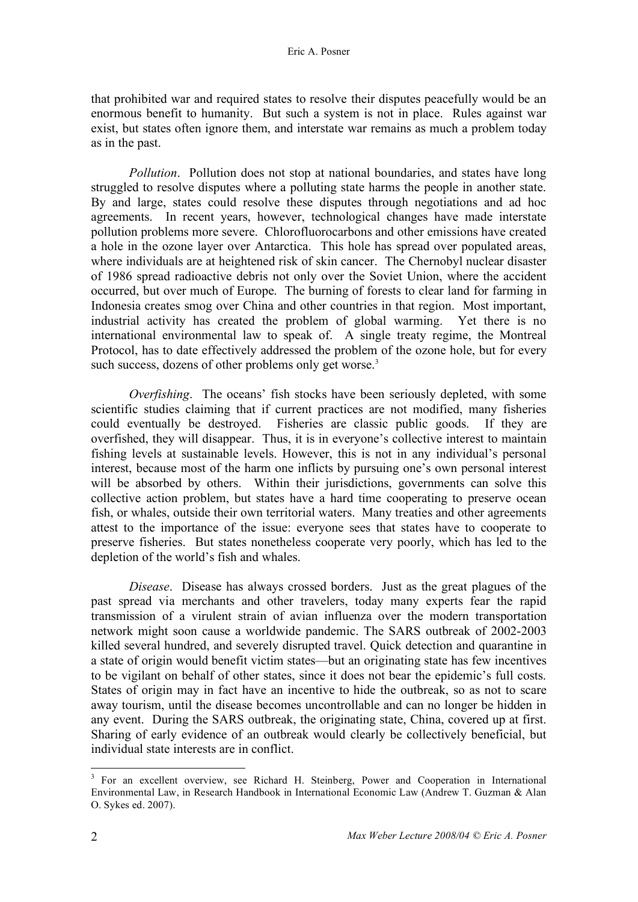that prohibited war and required states to resolve their disputes peacefully would be an enormous benefit to humanity. But such a system is not in place. Rules against war exist, but states often ignore them, and interstate war remains as much a problem today as in the past.

*Pollution*. Pollution does not stop at national boundaries, and states have long struggled to resolve disputes where a polluting state harms the people in another state. By and large, states could resolve these disputes through negotiations and ad hoc agreements. In recent years, however, technological changes have made interstate pollution problems more severe. Chlorofluorocarbons and other emissions have created a hole in the ozone layer over Antarctica. This hole has spread over populated areas, where individuals are at heightened risk of skin cancer. The Chernobyl nuclear disaster of 1986 spread radioactive debris not only over the Soviet Union, where the accident occurred, but over much of Europe. The burning of forests to clear land for farming in Indonesia creates smog over China and other countries in that region. Most important, industrial activity has created the problem of global warming. Yet there is no international environmental law to speak of. A single treaty regime, the Montreal Protocol, has to date effectively addressed the problem of the ozone hole, but for every such success, dozens of other problems only get worse.[3]

*Overfishing*. The oceans' fish stocks have been seriously depleted, with some scientific studies claiming that if current practices are not modified, many fisheries could eventually be destroyed. Fisheries are classic public goods. If they are overfished, they will disappear. Thus, it is in everyone's collective interest to maintain fishing levels at sustainable levels. However, this is not in any individual's personal interest, because most of the harm one inflicts by pursuing one's own personal interest will be absorbed by others. Within their jurisdictions, governments can solve this collective action problem, but states have a hard time cooperating to preserve ocean fish, or whales, outside their own territorial waters. Many treaties and other agreements attest to the importance of the issue: everyone sees that states have to cooperate to preserve fisheries. But states nonetheless cooperate very poorly, which has led to the depletion of the world's fish and whales.

*Disease*. Disease has always crossed borders. Just as the great plagues of the past spread via merchants and other travelers, today many experts fear the rapid transmission of a virulent strain of avian influenza over the modern transportation network might soon cause a worldwide pandemic. The SARS outbreak of 2002-2003 killed several hundred, and severely disrupted travel. Quick detection and quarantine in a state of origin would benefit victim states—but an originating state has few incentives to be vigilant on behalf of other states, since it does not bear the epidemic's full costs. States of origin may in fact have an incentive to hide the outbreak, so as not to scare away tourism, until the disease becomes uncontrollable and can no longer be hidden in any event. During the SARS outbreak, the originating state, China, covered up at first. Sharing of early evidence of an outbreak would clearly be collectively beneficial, but individual state interests are in conflict.

[3] For an excellent overview, see Richard H. Steinberg, Power and Cooperation in International Environmental Law, in Research Handbook in International Economic Law (Andrew T. Guzman & Alan O. Sykes ed. 2007).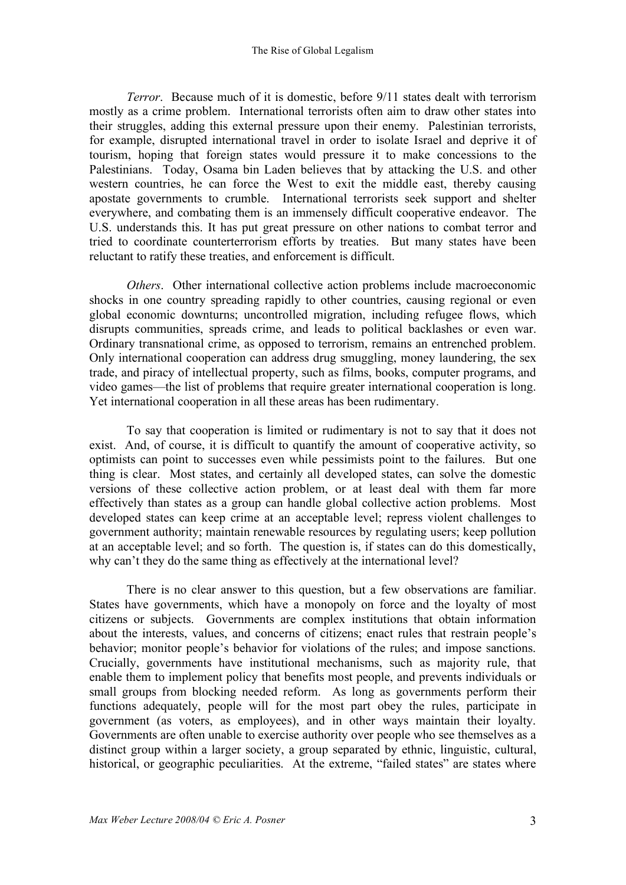*Terror*. Because much of it is domestic, before 9/11 states dealt with terrorism mostly as a crime problem. International terrorists often aim to draw other states into their struggles, adding this external pressure upon their enemy. Palestinian terrorists, for example, disrupted international travel in order to isolate Israel and deprive it of tourism, hoping that foreign states would pressure it to make concessions to the Palestinians. Today, Osama bin Laden believes that by attacking the U.S. and other western countries, he can force the West to exit the middle east, thereby causing apostate governments to crumble. International terrorists seek support and shelter everywhere, and combating them is an immensely difficult cooperative endeavor. The U.S. understands this. It has put great pressure on other nations to combat terror and tried to coordinate counterterrorism efforts by treaties. But many states have been reluctant to ratify these treaties, and enforcement is difficult.

*Others*. Other international collective action problems include macroeconomic shocks in one country spreading rapidly to other countries, causing regional or even global economic downturns; uncontrolled migration, including refugee flows, which disrupts communities, spreads crime, and leads to political backlashes or even war. Ordinary transnational crime, as opposed to terrorism, remains an entrenched problem. Only international cooperation can address drug smuggling, money laundering, the sex trade, and piracy of intellectual property, such as films, books, computer programs, and video games—the list of problems that require greater international cooperation is long. Yet international cooperation in all these areas has been rudimentary.

To say that cooperation is limited or rudimentary is not to say that it does not exist. And, of course, it is difficult to quantify the amount of cooperative activity, so optimists can point to successes even while pessimists point to the failures. But one thing is clear. Most states, and certainly all developed states, can solve the domestic versions of these collective action problem, or at least deal with them far more effectively than states as a group can handle global collective action problems. Most developed states can keep crime at an acceptable level; repress violent challenges to government authority; maintain renewable resources by regulating users; keep pollution at an acceptable level; and so forth. The question is, if states can do this domestically, why can't they do the same thing as effectively at the international level?

There is no clear answer to this question, but a few observations are familiar. States have governments, which have a monopoly on force and the loyalty of most citizens or subjects. Governments are complex institutions that obtain information about the interests, values, and concerns of citizens; enact rules that restrain people's behavior; monitor people's behavior for violations of the rules; and impose sanctions. Crucially, governments have institutional mechanisms, such as majority rule, that enable them to implement policy that benefits most people, and prevents individuals or small groups from blocking needed reform. As long as governments perform their functions adequately, people will for the most part obey the rules, participate in government (as voters, as employees), and in other ways maintain their loyalty. Governments are often unable to exercise authority over people who see themselves as a distinct group within a larger society, a group separated by ethnic, linguistic, cultural, historical, or geographic peculiarities. At the extreme, "failed states" are states where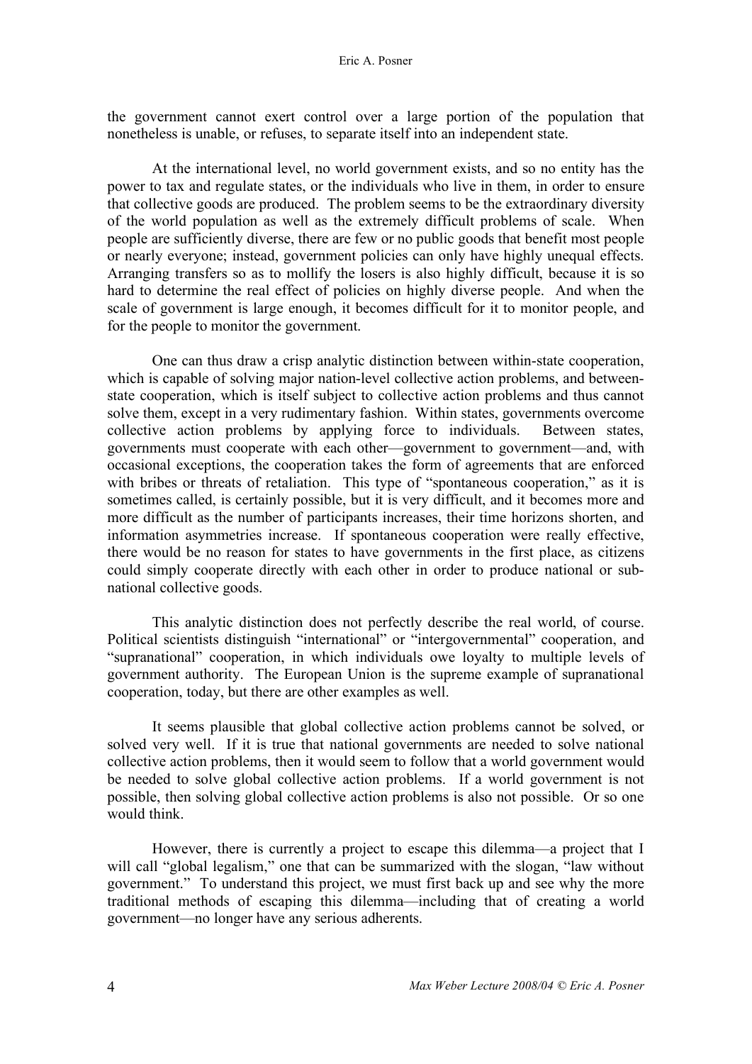the government cannot exert control over a large portion of the population that nonetheless is unable, or refuses, to separate itself into an independent state.

At the international level, no world government exists, and so no entity has the power to tax and regulate states, or the individuals who live in them, in order to ensure that collective goods are produced. The problem seems to be the extraordinary diversity of the world population as well as the extremely difficult problems of scale. When people are sufficiently diverse, there are few or no public goods that benefit most people or nearly everyone; instead, government policies can only have highly unequal effects. Arranging transfers so as to mollify the losers is also highly difficult, because it is so hard to determine the real effect of policies on highly diverse people. And when the scale of government is large enough, it becomes difficult for it to monitor people, and for the people to monitor the government.

One can thus draw a crisp analytic distinction between within-state cooperation, which is capable of solving major nation-level collective action problems, and between-state cooperation, which is itself subject to collective action problems and thus cannot solve them, except in a very rudimentary fashion. Within states, governments overcome collective action problems by applying force to individuals. Between states, governments must cooperate with each other—government to government—and, with occasional exceptions, the cooperation takes the form of agreements that are enforced with bribes or threats of retaliation. This type of "spontaneous cooperation," as it is sometimes called, is certainly possible, but it is very difficult, and it becomes more and more difficult as the number of participants increases, their time horizons shorten, and information asymmetries increase. If spontaneous cooperation were really effective, there would be no reason for states to have governments in the first place, as citizens could simply cooperate directly with each other in order to produce national or sub-national collective goods.

This analytic distinction does not perfectly describe the real world, of course. Political scientists distinguish "international" or "intergovernmental" cooperation, and "supranational" cooperation, in which individuals owe loyalty to multiple levels of government authority. The European Union is the supreme example of supranational cooperation, today, but there are other examples as well.

It seems plausible that global collective action problems cannot be solved, or solved very well. If it is true that national governments are needed to solve national collective action problems, then it would seem to follow that a world government would be needed to solve global collective action problems. If a world government is not possible, then solving global collective action problems is also not possible. Or so one would think.

However, there is currently a project to escape this dilemma—a project that I will call "global legalism," one that can be summarized with the slogan, "law without government." To understand this project, we must first back up and see why the more traditional methods of escaping this dilemma—including that of creating a world government—no longer have any serious adherents.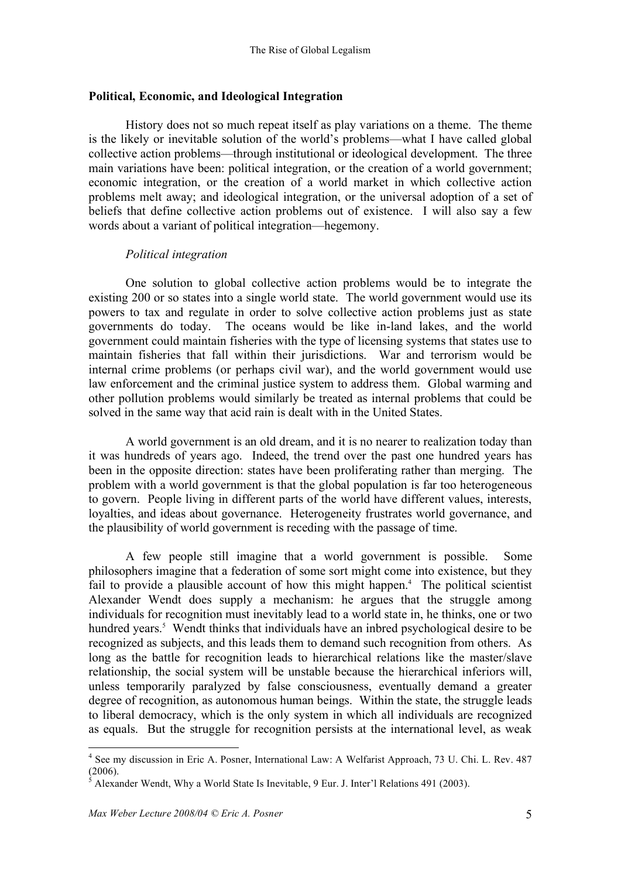## Political, Economic, and Ideological Integration

History does not so much repeat itself as play variations on a theme. The theme is the likely or inevitable solution of the world's problems—what I have called global collective action problems—through institutional or ideological development. The three main variations have been: political integration, or the creation of a world government; economic integration, or the creation of a world market in which collective action problems melt away; and ideological integration, or the universal adoption of a set of beliefs that define collective action problems out of existence. I will also say a few words about a variant of political integration—hegemony.

### *Political integration*

One solution to global collective action problems would be to integrate the existing 200 or so states into a single world state. The world government would use its powers to tax and regulate in order to solve collective action problems just as state governments do today. The oceans would be like in-land lakes, and the world government could maintain fisheries with the type of licensing systems that states use to maintain fisheries that fall within their jurisdictions. War and terrorism would be internal crime problems (or perhaps civil war), and the world government would use law enforcement and the criminal justice system to address them. Global warming and other pollution problems would similarly be treated as internal problems that could be solved in the same way that acid rain is dealt with in the United States.

A world government is an old dream, and it is no nearer to realization today than it was hundreds of years ago. Indeed, the trend over the past one hundred years has been in the opposite direction: states have been proliferating rather than merging. The problem with a world government is that the global population is far too heterogeneous to govern. People living in different parts of the world have different values, interests, loyalties, and ideas about governance. Heterogeneity frustrates world governance, and the plausibility of world government is receding with the passage of time.

A few people still imagine that a world government is possible. Some philosophers imagine that a federation of some sort might come into existence, but they fail to provide a plausible account of how this might happen.[4] The political scientist Alexander Wendt does supply a mechanism: he argues that the struggle among individuals for recognition must inevitably lead to a world state in, he thinks, one or two hundred years.[5] Wendt thinks that individuals have an inbred psychological desire to be recognized as subjects, and this leads them to demand such recognition from others. As long as the battle for recognition leads to hierarchical relations like the master/slave relationship, the social system will be unstable because the hierarchical inferiors will, unless temporarily paralyzed by false consciousness, eventually demand a greater degree of recognition, as autonomous human beings. Within the state, the struggle leads to liberal democracy, which is the only system in which all individuals are recognized as equals. But the struggle for recognition persists at the international level, as weak

---

[4] See my discussion in Eric A. Posner, International Law: A Welfarist Approach, 73 U. Chi. L. Rev. 487 (2006).

[5] Alexander Wendt, Why a World State Is Inevitable, 9 Eur. J. Inter'l Relations 491 (2003).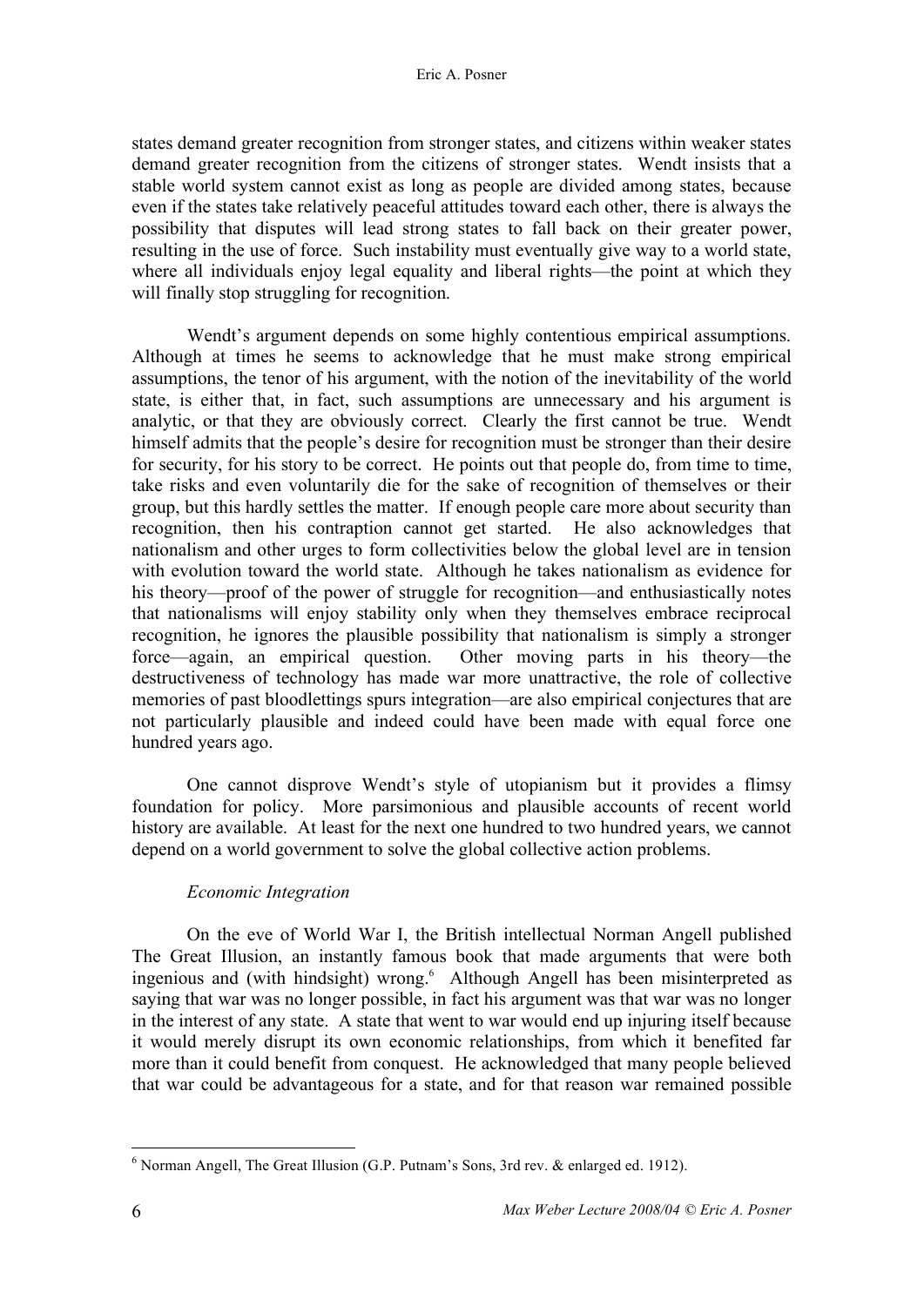states demand greater recognition from stronger states, and citizens within weaker states demand greater recognition from the citizens of stronger states. Wendt insists that a stable world system cannot exist as long as people are divided among states, because even if the states take relatively peaceful attitudes toward each other, there is always the possibility that disputes will lead strong states to fall back on their greater power, resulting in the use of force. Such instability must eventually give way to a world state, where all individuals enjoy legal equality and liberal rights—the point at which they will finally stop struggling for recognition.

Wendt's argument depends on some highly contentious empirical assumptions. Although at times he seems to acknowledge that he must make strong empirical assumptions, the tenor of his argument, with the notion of the inevitability of the world state, is either that, in fact, such assumptions are unnecessary and his argument is analytic, or that they are obviously correct. Clearly the first cannot be true. Wendt himself admits that the people's desire for recognition must be stronger than their desire for security, for his story to be correct. He points out that people do, from time to time, take risks and even voluntarily die for the sake of recognition of themselves or their group, but this hardly settles the matter. If enough people care more about security than recognition, then his contraption cannot get started. He also acknowledges that nationalism and other urges to form collectivities below the global level are in tension with evolution toward the world state. Although he takes nationalism as evidence for his theory—proof of the power of struggle for recognition—and enthusiastically notes that nationalisms will enjoy stability only when they themselves embrace reciprocal recognition, he ignores the plausible possibility that nationalism is simply a stronger force—again, an empirical question. Other moving parts in his theory—the destructiveness of technology has made war more unattractive, the role of collective memories of past bloodlettings spurs integration—are also empirical conjectures that are not particularly plausible and indeed could have been made with equal force one hundred years ago.

One cannot disprove Wendt's style of utopianism but it provides a flimsy foundation for policy. More parsimonious and plausible accounts of recent world history are available. At least for the next one hundred to two hundred years, we cannot depend on a world government to solve the global collective action problems.

*Economic Integration*

On the eve of World War I, the British intellectual Norman Angell published The Great Illusion, an instantly famous book that made arguments that were both ingenious and (with hindsight) wrong.[6] Although Angell has been misinterpreted as saying that war was no longer possible, in fact his argument was that war was no longer in the interest of any state. A state that went to war would end up injuring itself because it would merely disrupt its own economic relationships, from which it benefited far more than it could benefit from conquest. He acknowledged that many people believed that war could be advantageous for a state, and for that reason war remained possible

[6] Norman Angell, The Great Illusion (G.P. Putnam's Sons, 3rd rev. & enlarged ed. 1912).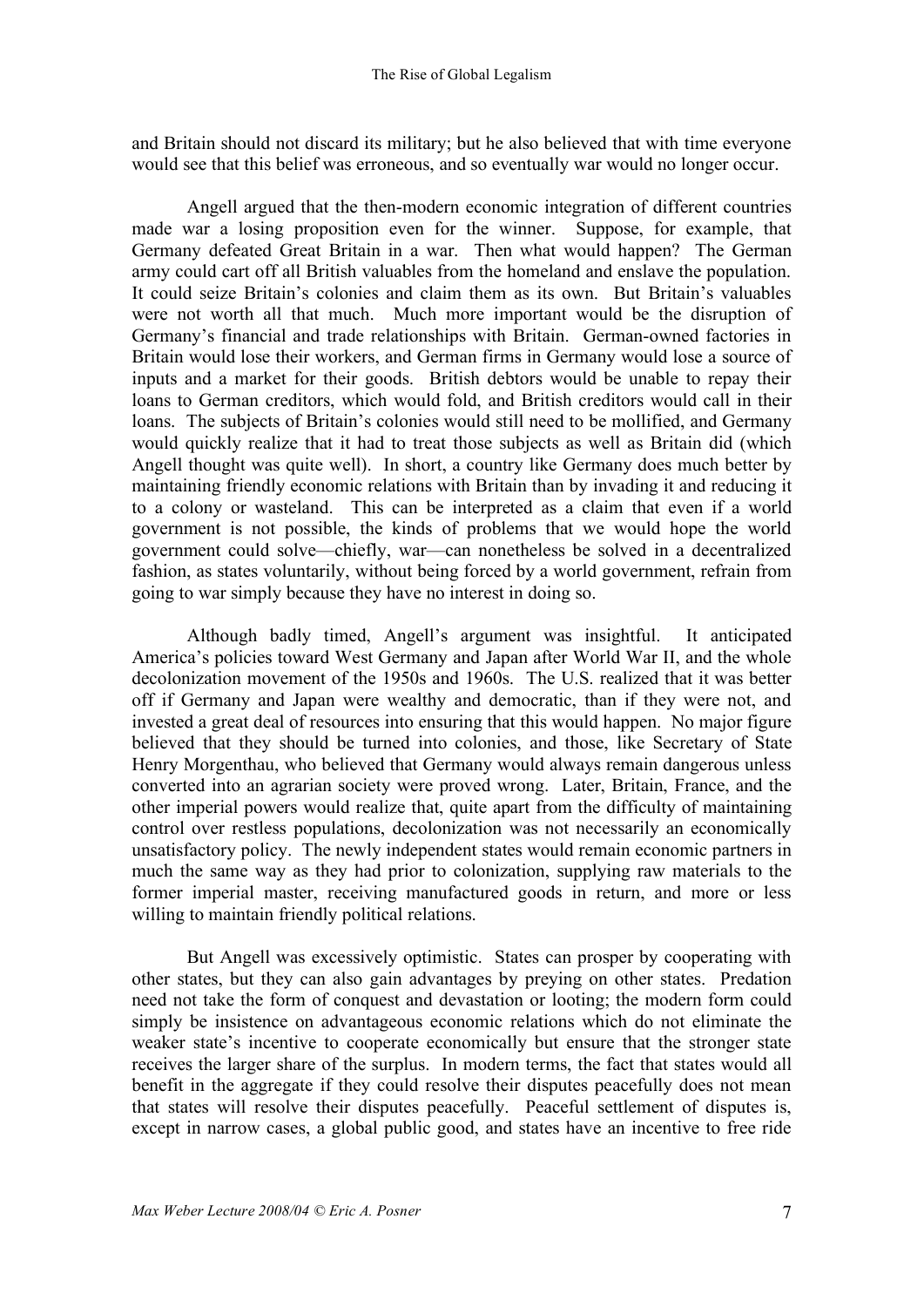and Britain should not discard its military; but he also believed that with time everyone would see that this belief was erroneous, and so eventually war would no longer occur.

Angell argued that the then-modern economic integration of different countries made war a losing proposition even for the winner. Suppose, for example, that Germany defeated Great Britain in a war. Then what would happen? The German army could cart off all British valuables from the homeland and enslave the population. It could seize Britain's colonies and claim them as its own. But Britain's valuables were not worth all that much. Much more important would be the disruption of Germany's financial and trade relationships with Britain. German-owned factories in Britain would lose their workers, and German firms in Germany would lose a source of inputs and a market for their goods. British debtors would be unable to repay their loans to German creditors, which would fold, and British creditors would call in their loans. The subjects of Britain's colonies would still need to be mollified, and Germany would quickly realize that it had to treat those subjects as well as Britain did (which Angell thought was quite well). In short, a country like Germany does much better by maintaining friendly economic relations with Britain than by invading it and reducing it to a colony or wasteland. This can be interpreted as a claim that even if a world government is not possible, the kinds of problems that we would hope the world government could solve—chiefly, war—can nonetheless be solved in a decentralized fashion, as states voluntarily, without being forced by a world government, refrain from going to war simply because they have no interest in doing so.

Although badly timed, Angell's argument was insightful. It anticipated America's policies toward West Germany and Japan after World War II, and the whole decolonization movement of the 1950s and 1960s. The U.S. realized that it was better off if Germany and Japan were wealthy and democratic, than if they were not, and invested a great deal of resources into ensuring that this would happen. No major figure believed that they should be turned into colonies, and those, like Secretary of State Henry Morgenthau, who believed that Germany would always remain dangerous unless converted into an agrarian society were proved wrong. Later, Britain, France, and the other imperial powers would realize that, quite apart from the difficulty of maintaining control over restless populations, decolonization was not necessarily an economically unsatisfactory policy. The newly independent states would remain economic partners in much the same way as they had prior to colonization, supplying raw materials to the former imperial master, receiving manufactured goods in return, and more or less willing to maintain friendly political relations.

But Angell was excessively optimistic. States can prosper by cooperating with other states, but they can also gain advantages by preying on other states. Predation need not take the form of conquest and devastation or looting; the modern form could simply be insistence on advantageous economic relations which do not eliminate the weaker state's incentive to cooperate economically but ensure that the stronger state receives the larger share of the surplus. In modern terms, the fact that states would all benefit in the aggregate if they could resolve their disputes peacefully does not mean that states will resolve their disputes peacefully. Peaceful settlement of disputes is, except in narrow cases, a global public good, and states have an incentive to free ride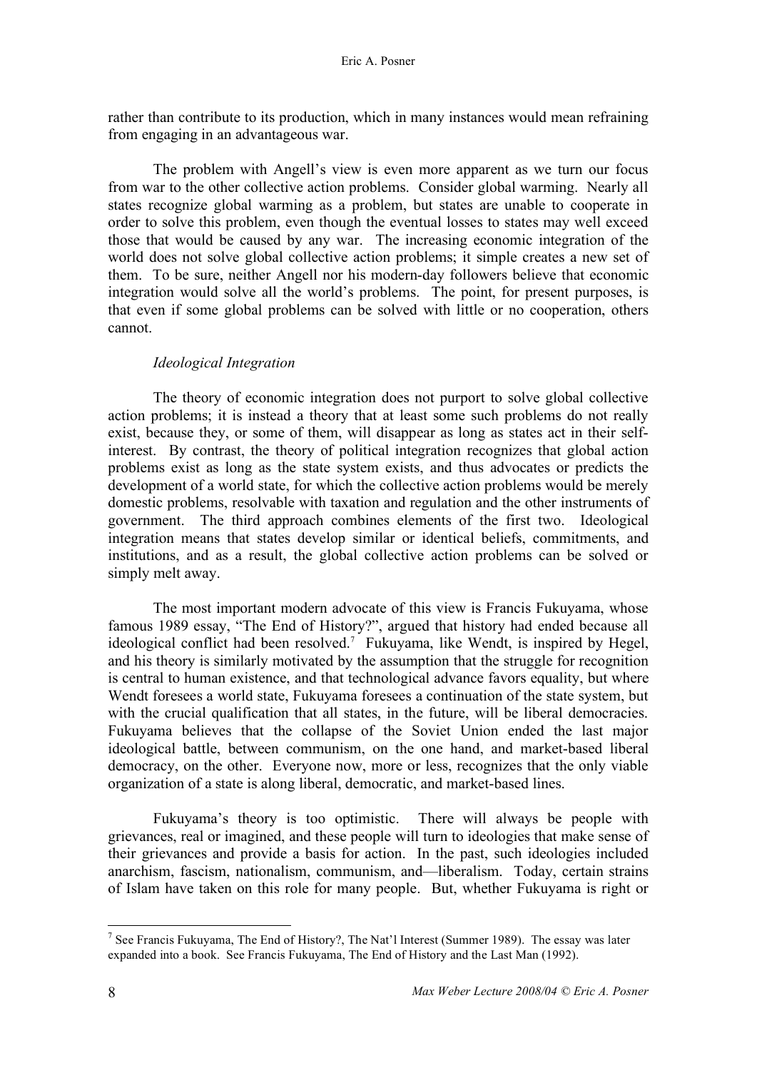rather than contribute to its production, which in many instances would mean refraining from engaging in an advantageous war.

The problem with Angell's view is even more apparent as we turn our focus from war to the other collective action problems. Consider global warming. Nearly all states recognize global warming as a problem, but states are unable to cooperate in order to solve this problem, even though the eventual losses to states may well exceed those that would be caused by any war. The increasing economic integration of the world does not solve global collective action problems; it simple creates a new set of them. To be sure, neither Angell nor his modern-day followers believe that economic integration would solve all the world's problems. The point, for present purposes, is that even if some global problems can be solved with little or no cooperation, others cannot.

*Ideological Integration*

The theory of economic integration does not purport to solve global collective action problems; it is instead a theory that at least some such problems do not really exist, because they, or some of them, will disappear as long as states act in their self-interest. By contrast, the theory of political integration recognizes that global action problems exist as long as the state system exists, and thus advocates or predicts the development of a world state, for which the collective action problems would be merely domestic problems, resolvable with taxation and regulation and the other instruments of government. The third approach combines elements of the first two. Ideological integration means that states develop similar or identical beliefs, commitments, and institutions, and as a result, the global collective action problems can be solved or simply melt away.

The most important modern advocate of this view is Francis Fukuyama, whose famous 1989 essay, "The End of History?", argued that history had ended because all ideological conflict had been resolved.[7] Fukuyama, like Wendt, is inspired by Hegel, and his theory is similarly motivated by the assumption that the struggle for recognition is central to human existence, and that technological advance favors equality, but where Wendt foresees a world state, Fukuyama foresees a continuation of the state system, but with the crucial qualification that all states, in the future, will be liberal democracies. Fukuyama believes that the collapse of the Soviet Union ended the last major ideological battle, between communism, on the one hand, and market-based liberal democracy, on the other. Everyone now, more or less, recognizes that the only viable organization of a state is along liberal, democratic, and market-based lines.

Fukuyama's theory is too optimistic. There will always be people with grievances, real or imagined, and these people will turn to ideologies that make sense of their grievances and provide a basis for action. In the past, such ideologies included anarchism, fascism, nationalism, communism, and—liberalism. Today, certain strains of Islam have taken on this role for many people. But, whether Fukuyama is right or

[7] See Francis Fukuyama, The End of History?, The Nat'l Interest (Summer 1989). The essay was later expanded into a book. See Francis Fukuyama, The End of History and the Last Man (1992).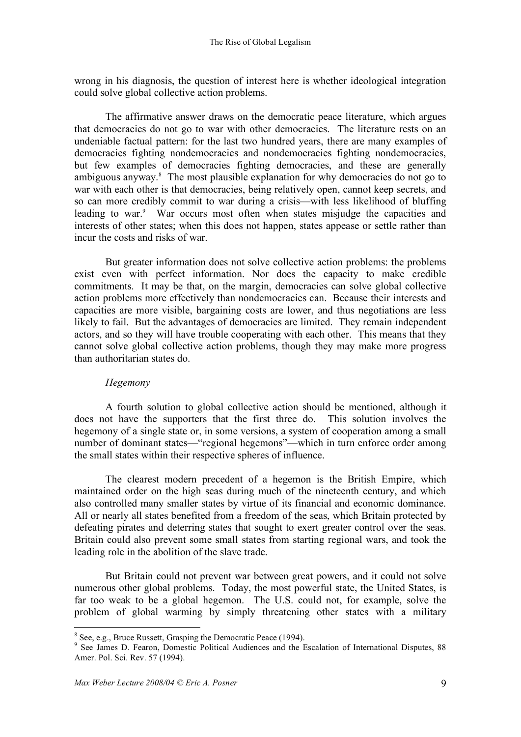wrong in his diagnosis, the question of interest here is whether ideological integration could solve global collective action problems.

The affirmative answer draws on the democratic peace literature, which argues that democracies do not go to war with other democracies. The literature rests on an undeniable factual pattern: for the last two hundred years, there are many examples of democracies fighting nondemocracies and nondemocracies fighting nondemocracies, but few examples of democracies fighting democracies, and these are generally ambiguous anyway.[8] The most plausible explanation for why democracies do not go to war with each other is that democracies, being relatively open, cannot keep secrets, and so can more credibly commit to war during a crisis—with less likelihood of bluffing leading to war.[9] War occurs most often when states misjudge the capacities and interests of other states; when this does not happen, states appease or settle rather than incur the costs and risks of war.

But greater information does not solve collective action problems: the problems exist even with perfect information. Nor does the capacity to make credible commitments. It may be that, on the margin, democracies can solve global collective action problems more effectively than nondemocracies can. Because their interests and capacities are more visible, bargaining costs are lower, and thus negotiations are less likely to fail. But the advantages of democracies are limited. They remain independent actors, and so they will have trouble cooperating with each other. This means that they cannot solve global collective action problems, though they may make more progress than authoritarian states do.

*Hegemony*

A fourth solution to global collective action should be mentioned, although it does not have the supporters that the first three do. This solution involves the hegemony of a single state or, in some versions, a system of cooperation among a small number of dominant states—"regional hegemons"—which in turn enforce order among the small states within their respective spheres of influence.

The clearest modern precedent of a hegemon is the British Empire, which maintained order on the high seas during much of the nineteenth century, and which also controlled many smaller states by virtue of its financial and economic dominance. All or nearly all states benefited from a freedom of the seas, which Britain protected by defeating pirates and deterring states that sought to exert greater control over the seas. Britain could also prevent some small states from starting regional wars, and took the leading role in the abolition of the slave trade.

But Britain could not prevent war between great powers, and it could not solve numerous other global problems. Today, the most powerful state, the United States, is far too weak to be a global hegemon. The U.S. could not, for example, solve the problem of global warming by simply threatening other states with a military

---

[8] See, e.g., Bruce Russett, Grasping the Democratic Peace (1994).

[9] See James D. Fearon, Domestic Political Audiences and the Escalation of International Disputes, 88 Amer. Pol. Sci. Rev. 57 (1994).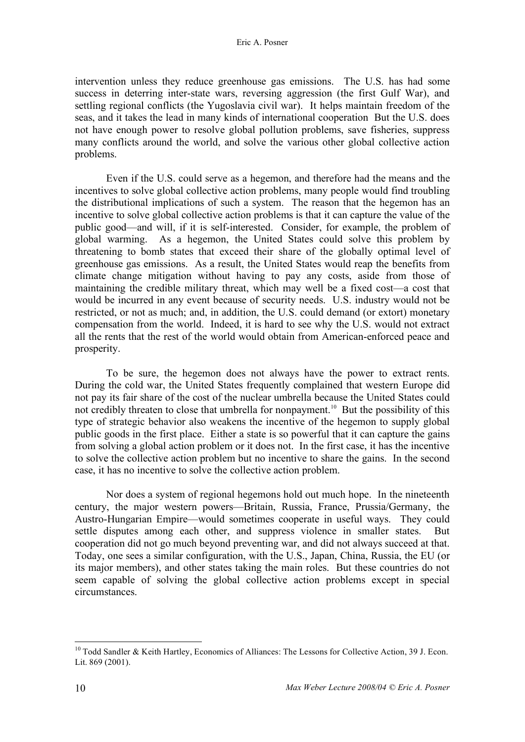intervention unless they reduce greenhouse gas emissions. The U.S. has had some success in deterring inter-state wars, reversing aggression (the first Gulf War), and settling regional conflicts (the Yugoslavia civil war). It helps maintain freedom of the seas, and it takes the lead in many kinds of international cooperation But the U.S. does not have enough power to resolve global pollution problems, save fisheries, suppress many conflicts around the world, and solve the various other global collective action problems.

Even if the U.S. could serve as a hegemon, and therefore had the means and the incentives to solve global collective action problems, many people would find troubling the distributional implications of such a system. The reason that the hegemon has an incentive to solve global collective action problems is that it can capture the value of the public good—and will, if it is self-interested. Consider, for example, the problem of global warming. As a hegemon, the United States could solve this problem by threatening to bomb states that exceed their share of the globally optimal level of greenhouse gas emissions. As a result, the United States would reap the benefits from climate change mitigation without having to pay any costs, aside from those of maintaining the credible military threat, which may well be a fixed cost—a cost that would be incurred in any event because of security needs. U.S. industry would not be restricted, or not as much; and, in addition, the U.S. could demand (or extort) monetary compensation from the world. Indeed, it is hard to see why the U.S. would not extract all the rents that the rest of the world would obtain from American-enforced peace and prosperity.

To be sure, the hegemon does not always have the power to extract rents. During the cold war, the United States frequently complained that western Europe did not pay its fair share of the cost of the nuclear umbrella because the United States could not credibly threaten to close that umbrella for nonpayment.[10] But the possibility of this type of strategic behavior also weakens the incentive of the hegemon to supply global public goods in the first place. Either a state is so powerful that it can capture the gains from solving a global action problem or it does not. In the first case, it has the incentive to solve the collective action problem but no incentive to share the gains. In the second case, it has no incentive to solve the collective action problem.

Nor does a system of regional hegemons hold out much hope. In the nineteenth century, the major western powers—Britain, Russia, France, Prussia/Germany, the Austro-Hungarian Empire—would sometimes cooperate in useful ways. They could settle disputes among each other, and suppress violence in smaller states. But cooperation did not go much beyond preventing war, and did not always succeed at that. Today, one sees a similar configuration, with the U.S., Japan, China, Russia, the EU (or its major members), and other states taking the main roles. But these countries do not seem capable of solving the global collective action problems except in special circumstances.

[10] Todd Sandler & Keith Hartley, Economics of Alliances: The Lessons for Collective Action, 39 J. Econ. Lit. 869 (2001).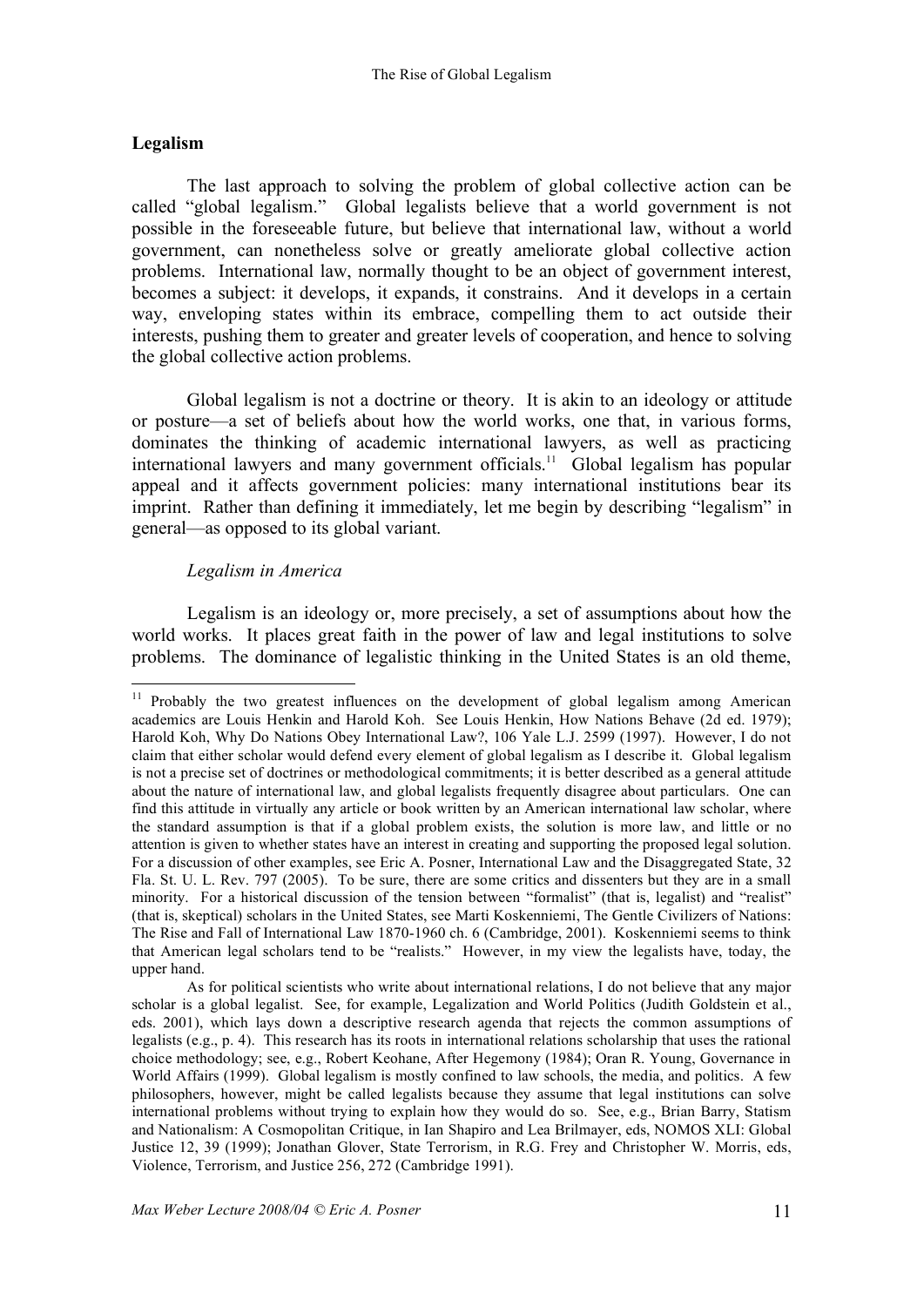**Legalism**

The last approach to solving the problem of global collective action can be called "global legalism." Global legalists believe that a world government is not possible in the foreseeable future, but believe that international law, without a world government, can nonetheless solve or greatly ameliorate global collective action problems. International law, normally thought to be an object of government interest, becomes a subject: it develops, it expands, it constrains. And it develops in a certain way, enveloping states within its embrace, compelling them to act outside their interests, pushing them to greater and greater levels of cooperation, and hence to solving the global collective action problems.

Global legalism is not a doctrine or theory. It is akin to an ideology or attitude or posture—a set of beliefs about how the world works, one that, in various forms, dominates the thinking of academic international lawyers, as well as practicing international lawyers and many government officials.[11] Global legalism has popular appeal and it affects government policies: many international institutions bear its imprint. Rather than defining it immediately, let me begin by describing "legalism" in general—as opposed to its global variant.

*Legalism in America*

Legalism is an ideology or, more precisely, a set of assumptions about how the world works. It places great faith in the power of law and legal institutions to solve problems. The dominance of legalistic thinking in the United States is an old theme,

---

[11] Probably the two greatest influences on the development of global legalism among American academics are Louis Henkin and Harold Koh. See Louis Henkin, How Nations Behave (2d ed. 1979); Harold Koh, Why Do Nations Obey International Law?, 106 Yale L.J. 2599 (1997). However, I do not claim that either scholar would defend every element of global legalism as I describe it. Global legalism is not a precise set of doctrines or methodological commitments; it is better described as a general attitude about the nature of international law, and global legalists frequently disagree about particulars. One can find this attitude in virtually any article or book written by an American international law scholar, where the standard assumption is that if a global problem exists, the solution is more law, and little or no attention is given to whether states have an interest in creating and supporting the proposed legal solution. For a discussion of other examples, see Eric A. Posner, International Law and the Disaggregated State, 32 Fla. St. U. L. Rev. 797 (2005). To be sure, there are some critics and dissenters but they are in a small minority. For a historical discussion of the tension between "formalist" (that is, legalist) and "realist" (that is, skeptical) scholars in the United States, see Marti Koskenniemi, The Gentle Civilizers of Nations: The Rise and Fall of International Law 1870-1960 ch. 6 (Cambridge, 2001). Koskenniemi seems to think that American legal scholars tend to be "realists." However, in my view the legalists have, today, the upper hand.

As for political scientists who write about international relations, I do not believe that any major scholar is a global legalist. See, for example, Legalization and World Politics (Judith Goldstein et al., eds. 2001), which lays down a descriptive research agenda that rejects the common assumptions of legalists (e.g., p. 4). This research has its roots in international relations scholarship that uses the rational choice methodology; see, e.g., Robert Keohane, After Hegemony (1984); Oran R. Young, Governance in World Affairs (1999). Global legalism is mostly confined to law schools, the media, and politics. A few philosophers, however, might be called legalists because they assume that legal institutions can solve international problems without trying to explain how they would do so. See, e.g., Brian Barry, Statism and Nationalism: A Cosmopolitan Critique, in Ian Shapiro and Lea Brilmayer, eds, NOMOS XLI: Global Justice 12, 39 (1999); Jonathan Glover, State Terrorism, in R.G. Frey and Christopher W. Morris, eds, Violence, Terrorism, and Justice 256, 272 (Cambridge 1991).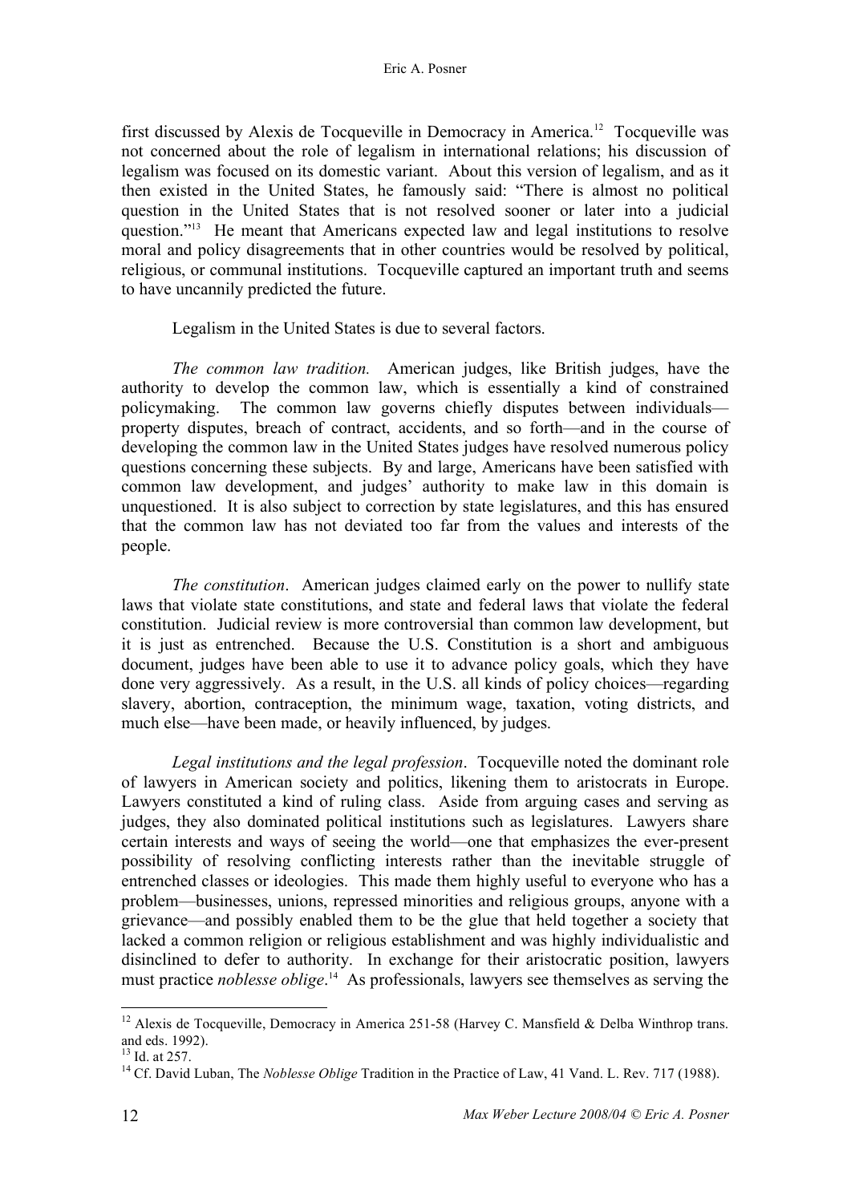first discussed by Alexis de Tocqueville in Democracy in America.[12] Tocqueville was not concerned about the role of legalism in international relations; his discussion of legalism was focused on its domestic variant. About this version of legalism, and as it then existed in the United States, he famously said: "There is almost no political question in the United States that is not resolved sooner or later into a judicial question."[13] He meant that Americans expected law and legal institutions to resolve moral and policy disagreements that in other countries would be resolved by political, religious, or communal institutions. Tocqueville captured an important truth and seems to have uncannily predicted the future.

Legalism in the United States is due to several factors.

*The common law tradition.* American judges, like British judges, have the authority to develop the common law, which is essentially a kind of constrained policymaking. The common law governs chiefly disputes between individuals—property disputes, breach of contract, accidents, and so forth—and in the course of developing the common law in the United States judges have resolved numerous policy questions concerning these subjects. By and large, Americans have been satisfied with common law development, and judges' authority to make law in this domain is unquestioned. It is also subject to correction by state legislatures, and this has ensured that the common law has not deviated too far from the values and interests of the people.

*The constitution*. American judges claimed early on the power to nullify state laws that violate state constitutions, and state and federal laws that violate the federal constitution. Judicial review is more controversial than common law development, but it is just as entrenched. Because the U.S. Constitution is a short and ambiguous document, judges have been able to use it to advance policy goals, which they have done very aggressively. As a result, in the U.S. all kinds of policy choices—regarding slavery, abortion, contraception, the minimum wage, taxation, voting districts, and much else—have been made, or heavily influenced, by judges.

*Legal institutions and the legal profession*. Tocqueville noted the dominant role of lawyers in American society and politics, likening them to aristocrats in Europe. Lawyers constituted a kind of ruling class. Aside from arguing cases and serving as judges, they also dominated political institutions such as legislatures. Lawyers share certain interests and ways of seeing the world—one that emphasizes the ever-present possibility of resolving conflicting interests rather than the inevitable struggle of entrenched classes or ideologies. This made them highly useful to everyone who has a problem—businesses, unions, repressed minorities and religious groups, anyone with a grievance—and possibly enabled them to be the glue that held together a society that lacked a common religion or religious establishment and was highly individualistic and disinclined to defer to authority. In exchange for their aristocratic position, lawyers must practice *noblesse oblige*.[14] As professionals, lawyers see themselves as serving the

---

[12] Alexis de Tocqueville, Democracy in America 251-58 (Harvey C. Mansfield & Delba Winthrop trans. and eds. 1992).

[13] Id. at 257.

[14] Cf. David Luban, The *Noblesse Oblige* Tradition in the Practice of Law, 41 Vand. L. Rev. 717 (1988).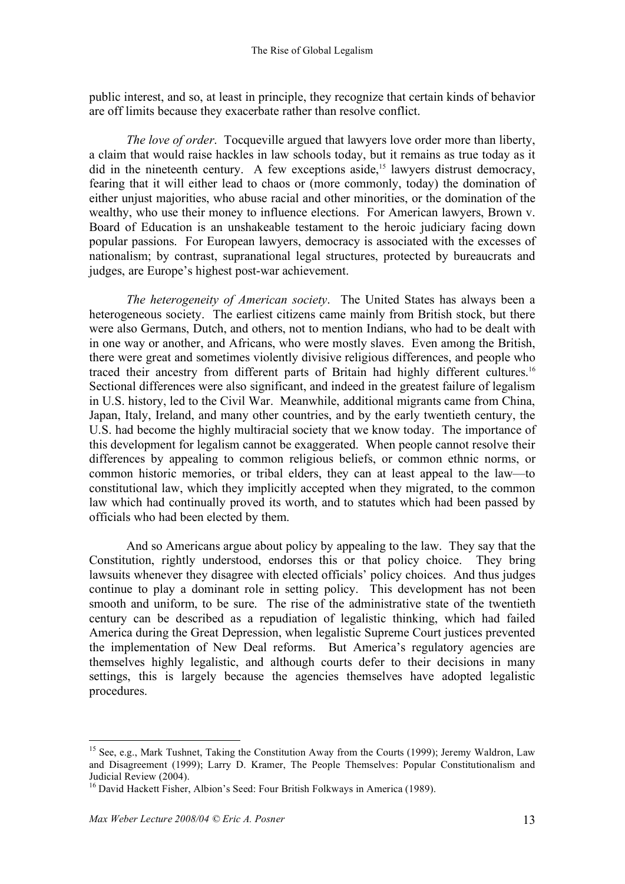public interest, and so, at least in principle, they recognize that certain kinds of behavior are off limits because they exacerbate rather than resolve conflict.

*The love of order*. Tocqueville argued that lawyers love order more than liberty, a claim that would raise hackles in law schools today, but it remains as true today as it did in the nineteenth century. A few exceptions aside,[15] lawyers distrust democracy, fearing that it will either lead to chaos or (more commonly, today) the domination of either unjust majorities, who abuse racial and other minorities, or the domination of the wealthy, who use their money to influence elections. For American lawyers, Brown v. Board of Education is an unshakeable testament to the heroic judiciary facing down popular passions. For European lawyers, democracy is associated with the excesses of nationalism; by contrast, supranational legal structures, protected by bureaucrats and judges, are Europe's highest post-war achievement.

*The heterogeneity of American society*. The United States has always been a heterogeneous society. The earliest citizens came mainly from British stock, but there were also Germans, Dutch, and others, not to mention Indians, who had to be dealt with in one way or another, and Africans, who were mostly slaves. Even among the British, there were great and sometimes violently divisive religious differences, and people who traced their ancestry from different parts of Britain had highly different cultures.[16] Sectional differences were also significant, and indeed in the greatest failure of legalism in U.S. history, led to the Civil War. Meanwhile, additional migrants came from China, Japan, Italy, Ireland, and many other countries, and by the early twentieth century, the U.S. had become the highly multiracial society that we know today. The importance of this development for legalism cannot be exaggerated. When people cannot resolve their differences by appealing to common religious beliefs, or common ethnic norms, or common historic memories, or tribal elders, they can at least appeal to the law—to constitutional law, which they implicitly accepted when they migrated, to the common law which had continually proved its worth, and to statutes which had been passed by officials who had been elected by them.

And so Americans argue about policy by appealing to the law. They say that the Constitution, rightly understood, endorses this or that policy choice. They bring lawsuits whenever they disagree with elected officials' policy choices. And thus judges continue to play a dominant role in setting policy. This development has not been smooth and uniform, to be sure. The rise of the administrative state of the twentieth century can be described as a repudiation of legalistic thinking, which had failed America during the Great Depression, when legalistic Supreme Court justices prevented the implementation of New Deal reforms. But America's regulatory agencies are themselves highly legalistic, and although courts defer to their decisions in many settings, this is largely because the agencies themselves have adopted legalistic procedures.

---

[15] See, e.g., Mark Tushnet, Taking the Constitution Away from the Courts (1999); Jeremy Waldron, Law and Disagreement (1999); Larry D. Kramer, The People Themselves: Popular Constitutionalism and Judicial Review (2004).

[16] David Hackett Fisher, Albion's Seed: Four British Folkways in America (1989).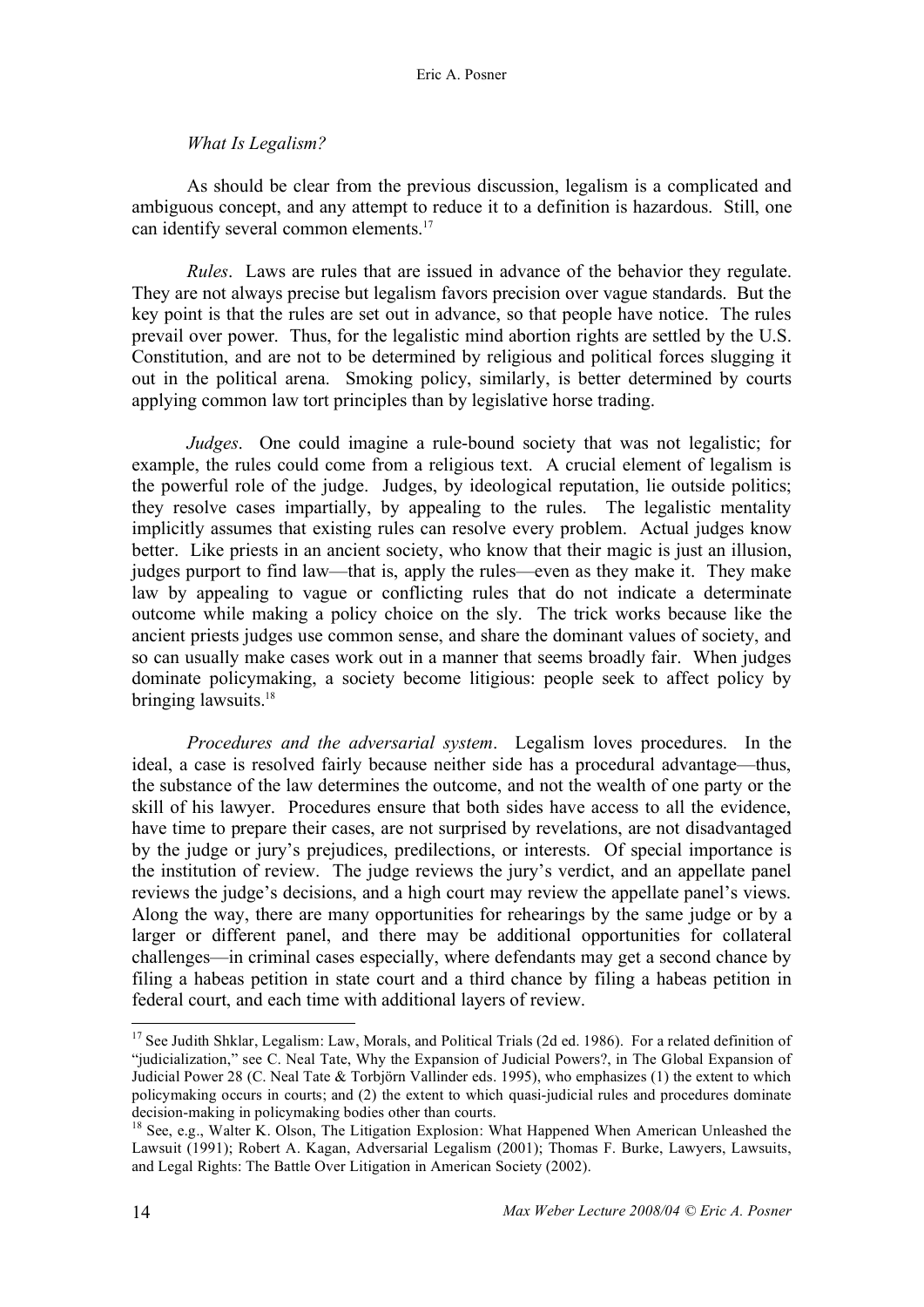*What Is Legalism?*

As should be clear from the previous discussion, legalism is a complicated and ambiguous concept, and any attempt to reduce it to a definition is hazardous. Still, one can identify several common elements.[17]

*Rules*. Laws are rules that are issued in advance of the behavior they regulate. They are not always precise but legalism favors precision over vague standards. But the key point is that the rules are set out in advance, so that people have notice. The rules prevail over power. Thus, for the legalistic mind abortion rights are settled by the U.S. Constitution, and are not to be determined by religious and political forces slugging it out in the political arena. Smoking policy, similarly, is better determined by courts applying common law tort principles than by legislative horse trading.

*Judges*. One could imagine a rule-bound society that was not legalistic; for example, the rules could come from a religious text. A crucial element of legalism is the powerful role of the judge. Judges, by ideological reputation, lie outside politics; they resolve cases impartially, by appealing to the rules. The legalistic mentality implicitly assumes that existing rules can resolve every problem. Actual judges know better. Like priests in an ancient society, who know that their magic is just an illusion, judges purport to find law—that is, apply the rules—even as they make it. They make law by appealing to vague or conflicting rules that do not indicate a determinate outcome while making a policy choice on the sly. The trick works because like the ancient priests judges use common sense, and share the dominant values of society, and so can usually make cases work out in a manner that seems broadly fair. When judges dominate policymaking, a society become litigious: people seek to affect policy by bringing lawsuits.[18]

*Procedures and the adversarial system*. Legalism loves procedures. In the ideal, a case is resolved fairly because neither side has a procedural advantage—thus, the substance of the law determines the outcome, and not the wealth of one party or the skill of his lawyer. Procedures ensure that both sides have access to all the evidence, have time to prepare their cases, are not surprised by revelations, are not disadvantaged by the judge or jury's prejudices, predilections, or interests. Of special importance is the institution of review. The judge reviews the jury's verdict, and an appellate panel reviews the judge's decisions, and a high court may review the appellate panel's views. Along the way, there are many opportunities for rehearings by the same judge or by a larger or different panel, and there may be additional opportunities for collateral challenges—in criminal cases especially, where defendants may get a second chance by filing a habeas petition in state court and a third chance by filing a habeas petition in federal court, and each time with additional layers of review.

---

[17] See Judith Shklar, Legalism: Law, Morals, and Political Trials (2d ed. 1986). For a related definition of "judicialization," see C. Neal Tate, Why the Expansion of Judicial Powers?, in The Global Expansion of Judicial Power 28 (C. Neal Tate & Torbjörn Vallinder eds. 1995), who emphasizes (1) the extent to which policymaking occurs in courts; and (2) the extent to which quasi-judicial rules and procedures dominate decision-making in policymaking bodies other than courts.

[18] See, e.g., Walter K. Olson, The Litigation Explosion: What Happened When American Unleashed the Lawsuit (1991); Robert A. Kagan, Adversarial Legalism (2001); Thomas F. Burke, Lawyers, Lawsuits, and Legal Rights: The Battle Over Litigation in American Society (2002).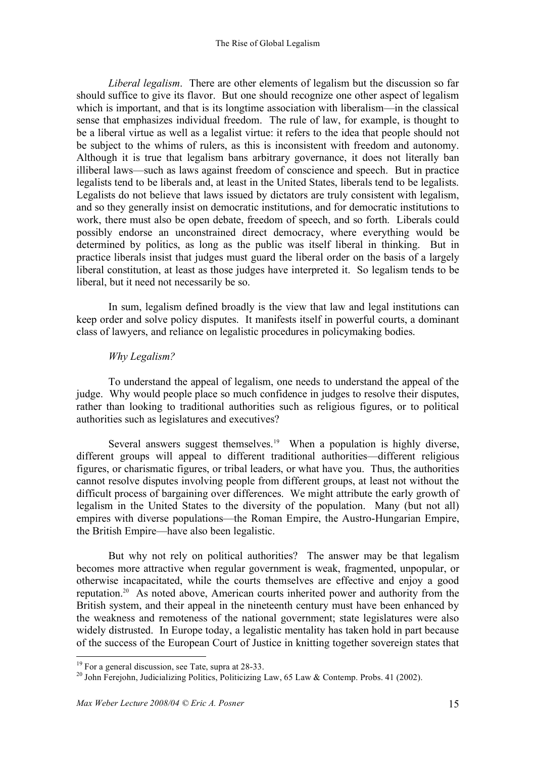*Liberal legalism*. There are other elements of legalism but the discussion so far should suffice to give its flavor. But one should recognize one other aspect of legalism which is important, and that is its longtime association with liberalism—in the classical sense that emphasizes individual freedom. The rule of law, for example, is thought to be a liberal virtue as well as a legalist virtue: it refers to the idea that people should not be subject to the whims of rulers, as this is inconsistent with freedom and autonomy. Although it is true that legalism bans arbitrary governance, it does not literally ban illiberal laws—such as laws against freedom of conscience and speech. But in practice legalists tend to be liberals and, at least in the United States, liberals tend to be legalists. Legalists do not believe that laws issued by dictators are truly consistent with legalism, and so they generally insist on democratic institutions, and for democratic institutions to work, there must also be open debate, freedom of speech, and so forth. Liberals could possibly endorse an unconstrained direct democracy, where everything would be determined by politics, as long as the public was itself liberal in thinking. But in practice liberals insist that judges must guard the liberal order on the basis of a largely liberal constitution, at least as those judges have interpreted it. So legalism tends to be liberal, but it need not necessarily be so.

In sum, legalism defined broadly is the view that law and legal institutions can keep order and solve policy disputes. It manifests itself in powerful courts, a dominant class of lawyers, and reliance on legalistic procedures in policymaking bodies.

*Why Legalism?*

To understand the appeal of legalism, one needs to understand the appeal of the judge. Why would people place so much confidence in judges to resolve their disputes, rather than looking to traditional authorities such as religious figures, or to political authorities such as legislatures and executives?

Several answers suggest themselves.[19] When a population is highly diverse, different groups will appeal to different traditional authorities—different religious figures, or charismatic figures, or tribal leaders, or what have you. Thus, the authorities cannot resolve disputes involving people from different groups, at least not without the difficult process of bargaining over differences. We might attribute the early growth of legalism in the United States to the diversity of the population. Many (but not all) empires with diverse populations—the Roman Empire, the Austro-Hungarian Empire, the British Empire—have also been legalistic.

But why not rely on political authorities? The answer may be that legalism becomes more attractive when regular government is weak, fragmented, unpopular, or otherwise incapacitated, while the courts themselves are effective and enjoy a good reputation.[20] As noted above, American courts inherited power and authority from the British system, and their appeal in the nineteenth century must have been enhanced by the weakness and remoteness of the national government; state legislatures were also widely distrusted. In Europe today, a legalistic mentality has taken hold in part because of the success of the European Court of Justice in knitting together sovereign states that

---

[19] For a general discussion, see Tate, supra at 28-33.

[20] John Ferejohn, Judicializing Politics, Politicizing Law, 65 Law & Contemp. Probs. 41 (2002).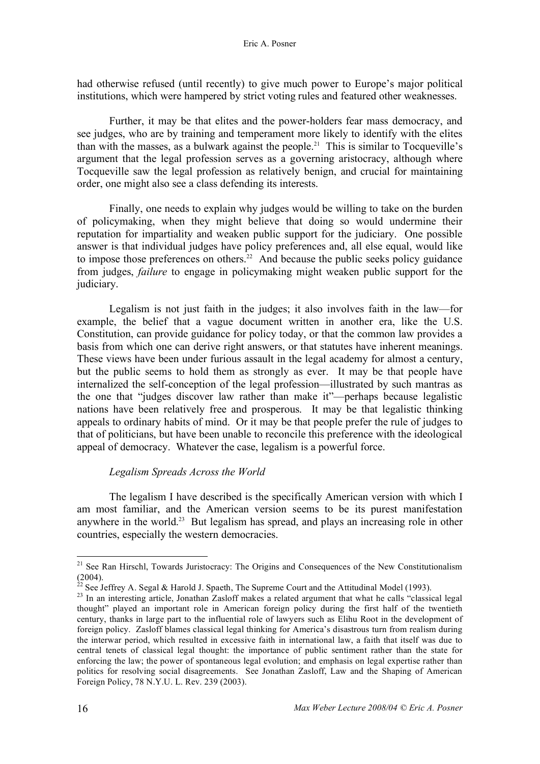had otherwise refused (until recently) to give much power to Europe's major political institutions, which were hampered by strict voting rules and featured other weaknesses.

Further, it may be that elites and the power-holders fear mass democracy, and see judges, who are by training and temperament more likely to identify with the elites than with the masses, as a bulwark against the people.[21] This is similar to Tocqueville's argument that the legal profession serves as a governing aristocracy, although where Tocqueville saw the legal profession as relatively benign, and crucial for maintaining order, one might also see a class defending its interests.

Finally, one needs to explain why judges would be willing to take on the burden of policymaking, when they might believe that doing so would undermine their reputation for impartiality and weaken public support for the judiciary. One possible answer is that individual judges have policy preferences and, all else equal, would like to impose those preferences on others.[22] And because the public seeks policy guidance from judges, *failure* to engage in policymaking might weaken public support for the judiciary.

Legalism is not just faith in the judges; it also involves faith in the law—for example, the belief that a vague document written in another era, like the U.S. Constitution, can provide guidance for policy today, or that the common law provides a basis from which one can derive right answers, or that statutes have inherent meanings. These views have been under furious assault in the legal academy for almost a century, but the public seems to hold them as strongly as ever. It may be that people have internalized the self-conception of the legal profession—illustrated by such mantras as the one that "judges discover law rather than make it"—perhaps because legalistic nations have been relatively free and prosperous. It may be that legalistic thinking appeals to ordinary habits of mind. Or it may be that people prefer the rule of judges to that of politicians, but have been unable to reconcile this preference with the ideological appeal of democracy. Whatever the case, legalism is a powerful force.

*Legalism Spreads Across the World*

The legalism I have described is the specifically American version with which I am most familiar, and the American version seems to be its purest manifestation anywhere in the world.[23] But legalism has spread, and plays an increasing role in other countries, especially the western democracies.

---

[21] See Ran Hirschl, Towards Juristocracy: The Origins and Consequences of the New Constitutionalism (2004).

[22] See Jeffrey A. Segal & Harold J. Spaeth, The Supreme Court and the Attitudinal Model (1993).

[23] In an interesting article, Jonathan Zasloff makes a related argument that what he calls "classical legal thought" played an important role in American foreign policy during the first half of the twentieth century, thanks in large part to the influential role of lawyers such as Elihu Root in the development of foreign policy. Zasloff blames classical legal thinking for America's disastrous turn from realism during the interwar period, which resulted in excessive faith in international law, a faith that itself was due to central tenets of classical legal thought: the importance of public sentiment rather than the state for enforcing the law; the power of spontaneous legal evolution; and emphasis on legal expertise rather than politics for resolving social disagreements. See Jonathan Zasloff, Law and the Shaping of American Foreign Policy, 78 N.Y.U. L. Rev. 239 (2003).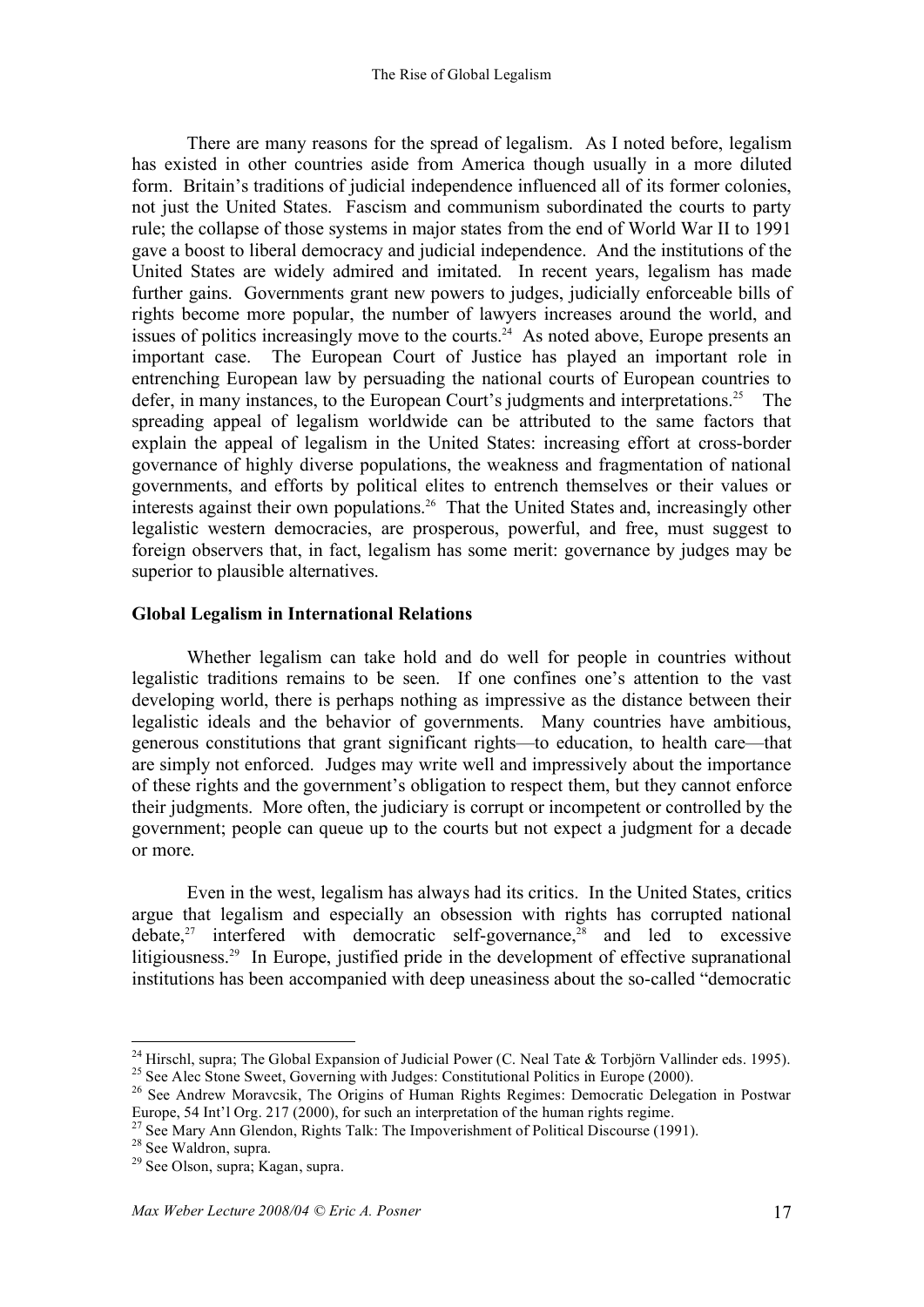There are many reasons for the spread of legalism. As I noted before, legalism has existed in other countries aside from America though usually in a more diluted form. Britain's traditions of judicial independence influenced all of its former colonies, not just the United States. Fascism and communism subordinated the courts to party rule; the collapse of those systems in major states from the end of World War II to 1991 gave a boost to liberal democracy and judicial independence. And the institutions of the United States are widely admired and imitated. In recent years, legalism has made further gains. Governments grant new powers to judges, judicially enforceable bills of rights become more popular, the number of lawyers increases around the world, and issues of politics increasingly move to the courts.[24] As noted above, Europe presents an important case. The European Court of Justice has played an important role in entrenching European law by persuading the national courts of European countries to defer, in many instances, to the European Court's judgments and interpretations.[25] The spreading appeal of legalism worldwide can be attributed to the same factors that explain the appeal of legalism in the United States: increasing effort at cross-border governance of highly diverse populations, the weakness and fragmentation of national governments, and efforts by political elites to entrench themselves or their values or interests against their own populations.[26] That the United States and, increasingly other legalistic western democracies, are prosperous, powerful, and free, must suggest to foreign observers that, in fact, legalism has some merit: governance by judges may be superior to plausible alternatives.

**Global Legalism in International Relations**

Whether legalism can take hold and do well for people in countries without legalistic traditions remains to be seen. If one confines one's attention to the vast developing world, there is perhaps nothing as impressive as the distance between their legalistic ideals and the behavior of governments. Many countries have ambitious, generous constitutions that grant significant rights—to education, to health care—that are simply not enforced. Judges may write well and impressively about the importance of these rights and the government's obligation to respect them, but they cannot enforce their judgments. More often, the judiciary is corrupt or incompetent or controlled by the government; people can queue up to the courts but not expect a judgment for a decade or more.

Even in the west, legalism has always had its critics. In the United States, critics argue that legalism and especially an obsession with rights has corrupted national debate,[27] interfered with democratic self-governance,[28] and led to excessive litigiousness.[29] In Europe, justified pride in the development of effective supranational institutions has been accompanied with deep uneasiness about the so-called "democratic

---

[24] Hirschl, supra; The Global Expansion of Judicial Power (C. Neal Tate & Torbjörn Vallinder eds. 1995).

[25] See Alec Stone Sweet, Governing with Judges: Constitutional Politics in Europe (2000).

[26] See Andrew Moravcsik, The Origins of Human Rights Regimes: Democratic Delegation in Postwar Europe, 54 Int'l Org. 217 (2000), for such an interpretation of the human rights regime.

[27] See Mary Ann Glendon, Rights Talk: The Impoverishment of Political Discourse (1991).

[28] See Waldron, supra.

[29] See Olson, supra; Kagan, supra.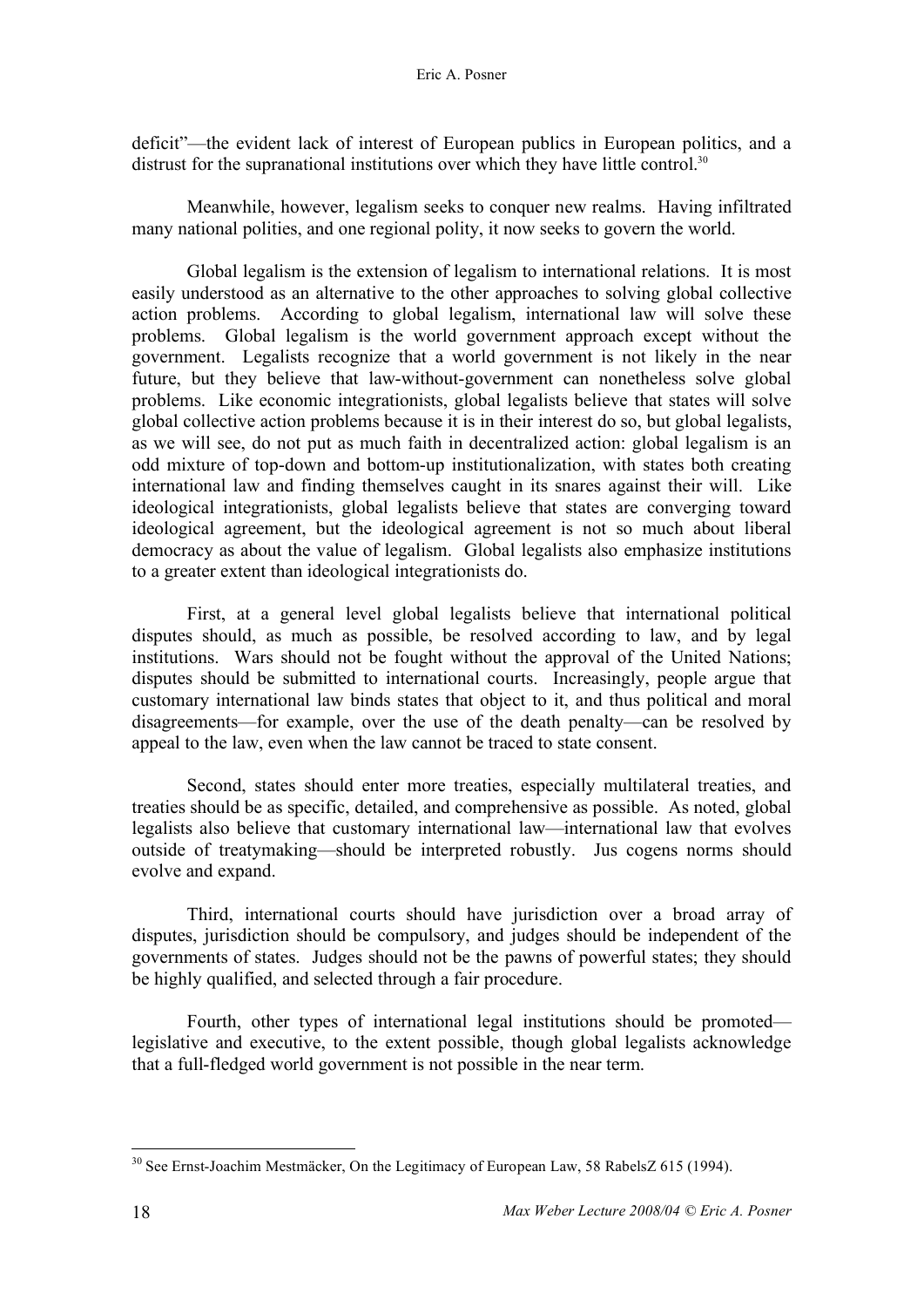deficit"—the evident lack of interest of European publics in European politics, and a distrust for the supranational institutions over which they have little control.[30]

Meanwhile, however, legalism seeks to conquer new realms. Having infiltrated many national polities, and one regional polity, it now seeks to govern the world.

Global legalism is the extension of legalism to international relations. It is most easily understood as an alternative to the other approaches to solving global collective action problems. According to global legalism, international law will solve these problems. Global legalism is the world government approach except without the government. Legalists recognize that a world government is not likely in the near future, but they believe that law-without-government can nonetheless solve global problems. Like economic integrationists, global legalists believe that states will solve global collective action problems because it is in their interest do so, but global legalists, as we will see, do not put as much faith in decentralized action: global legalism is an odd mixture of top-down and bottom-up institutionalization, with states both creating international law and finding themselves caught in its snares against their will. Like ideological integrationists, global legalists believe that states are converging toward ideological agreement, but the ideological agreement is not so much about liberal democracy as about the value of legalism. Global legalists also emphasize institutions to a greater extent than ideological integrationists do.

First, at a general level global legalists believe that international political disputes should, as much as possible, be resolved according to law, and by legal institutions. Wars should not be fought without the approval of the United Nations; disputes should be submitted to international courts. Increasingly, people argue that customary international law binds states that object to it, and thus political and moral disagreements—for example, over the use of the death penalty—can be resolved by appeal to the law, even when the law cannot be traced to state consent.

Second, states should enter more treaties, especially multilateral treaties, and treaties should be as specific, detailed, and comprehensive as possible. As noted, global legalists also believe that customary international law—international law that evolves outside of treatymaking—should be interpreted robustly. Jus cogens norms should evolve and expand.

Third, international courts should have jurisdiction over a broad array of disputes, jurisdiction should be compulsory, and judges should be independent of the governments of states. Judges should not be the pawns of powerful states; they should be highly qualified, and selected through a fair procedure.

Fourth, other types of international legal institutions should be promoted—legislative and executive, to the extent possible, though global legalists acknowledge that a full-fledged world government is not possible in the near term.

[30] See Ernst-Joachim Mestmäcker, On the Legitimacy of European Law, 58 RabelsZ 615 (1994).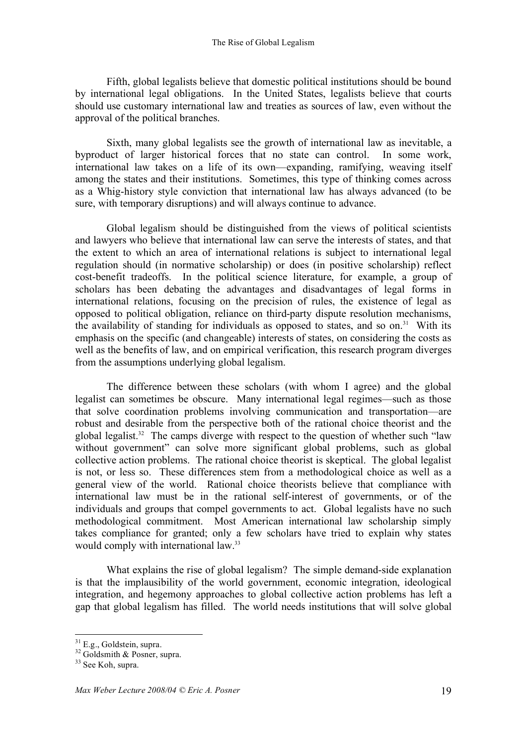Fifth, global legalists believe that domestic political institutions should be bound by international legal obligations. In the United States, legalists believe that courts should use customary international law and treaties as sources of law, even without the approval of the political branches.

Sixth, many global legalists see the growth of international law as inevitable, a byproduct of larger historical forces that no state can control. In some work, international law takes on a life of its own—expanding, ramifying, weaving itself among the states and their institutions. Sometimes, this type of thinking comes across as a Whig-history style conviction that international law has always advanced (to be sure, with temporary disruptions) and will always continue to advance.

Global legalism should be distinguished from the views of political scientists and lawyers who believe that international law can serve the interests of states, and that the extent to which an area of international relations is subject to international legal regulation should (in normative scholarship) or does (in positive scholarship) reflect cost-benefit tradeoffs. In the political science literature, for example, a group of scholars has been debating the advantages and disadvantages of legal forms in international relations, focusing on the precision of rules, the existence of legal as opposed to political obligation, reliance on third-party dispute resolution mechanisms, the availability of standing for individuals as opposed to states, and so on.[31] With its emphasis on the specific (and changeable) interests of states, on considering the costs as well as the benefits of law, and on empirical verification, this research program diverges from the assumptions underlying global legalism.

The difference between these scholars (with whom I agree) and the global legalist can sometimes be obscure. Many international legal regimes—such as those that solve coordination problems involving communication and transportation—are robust and desirable from the perspective both of the rational choice theorist and the global legalist.[32] The camps diverge with respect to the question of whether such "law without government" can solve more significant global problems, such as global collective action problems. The rational choice theorist is skeptical. The global legalist is not, or less so. These differences stem from a methodological choice as well as a general view of the world. Rational choice theorists believe that compliance with international law must be in the rational self-interest of governments, or of the individuals and groups that compel governments to act. Global legalists have no such methodological commitment. Most American international law scholarship simply takes compliance for granted; only a few scholars have tried to explain why states would comply with international law.[33]

What explains the rise of global legalism? The simple demand-side explanation is that the implausibility of the world government, economic integration, ideological integration, and hegemony approaches to global collective action problems has left a gap that global legalism has filled. The world needs institutions that will solve global

---

[31] E.g., Goldstein, supra.

[32] Goldsmith & Posner, supra.

[33] See Koh, supra.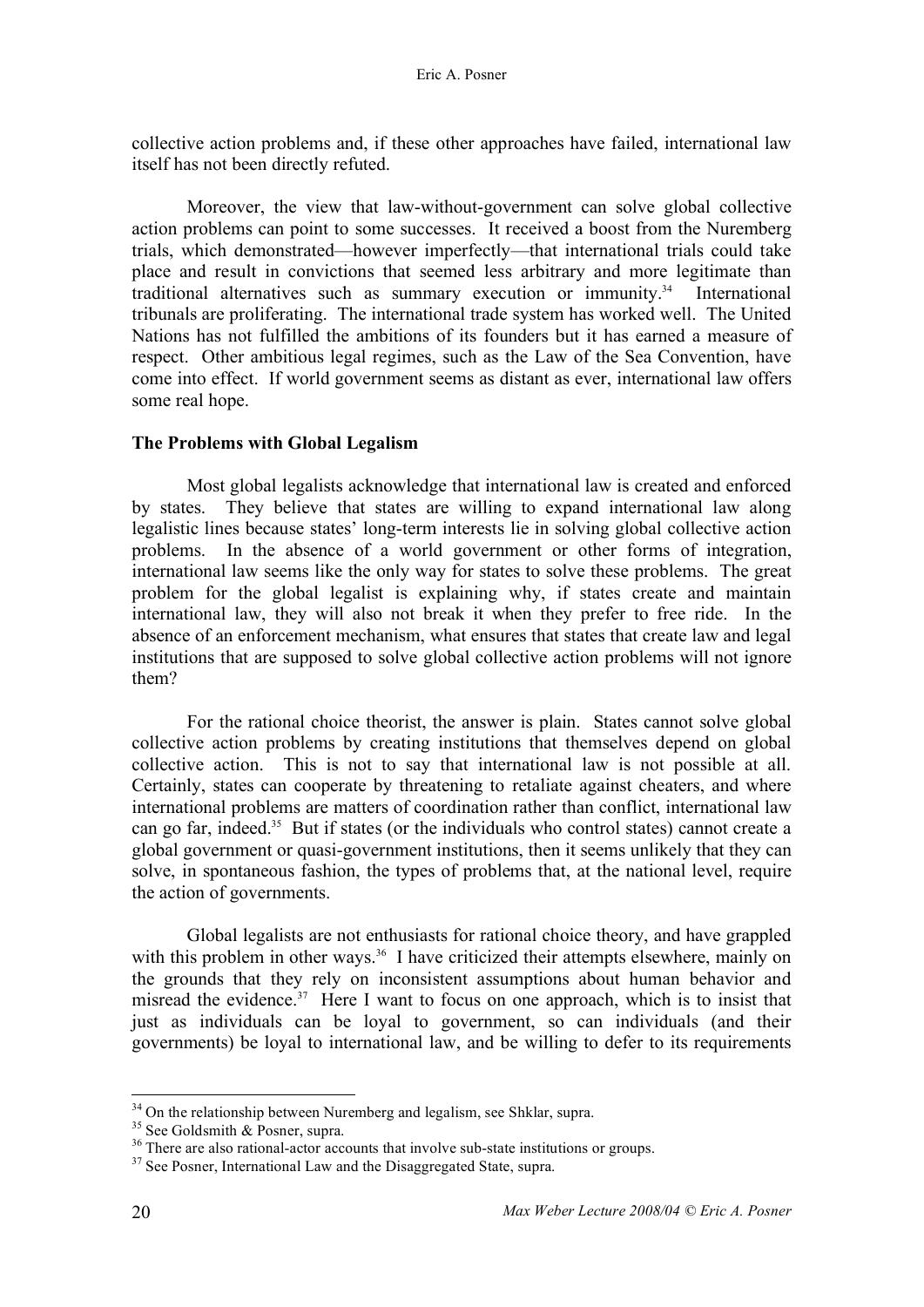collective action problems and, if these other approaches have failed, international law itself has not been directly refuted.

Moreover, the view that law-without-government can solve global collective action problems can point to some successes. It received a boost from the Nuremberg trials, which demonstrated—however imperfectly—that international trials could take place and result in convictions that seemed less arbitrary and more legitimate than traditional alternatives such as summary execution or immunity.[34] International tribunals are proliferating. The international trade system has worked well. The United Nations has not fulfilled the ambitions of its founders but it has earned a measure of respect. Other ambitious legal regimes, such as the Law of the Sea Convention, have come into effect. If world government seems as distant as ever, international law offers some real hope.

**The Problems with Global Legalism**

Most global legalists acknowledge that international law is created and enforced by states. They believe that states are willing to expand international law along legalistic lines because states' long-term interests lie in solving global collective action problems. In the absence of a world government or other forms of integration, international law seems like the only way for states to solve these problems. The great problem for the global legalist is explaining why, if states create and maintain international law, they will also not break it when they prefer to free ride. In the absence of an enforcement mechanism, what ensures that states that create law and legal institutions that are supposed to solve global collective action problems will not ignore them?

For the rational choice theorist, the answer is plain. States cannot solve global collective action problems by creating institutions that themselves depend on global collective action. This is not to say that international law is not possible at all. Certainly, states can cooperate by threatening to retaliate against cheaters, and where international problems are matters of coordination rather than conflict, international law can go far, indeed.[35] But if states (or the individuals who control states) cannot create a global government or quasi-government institutions, then it seems unlikely that they can solve, in spontaneous fashion, the types of problems that, at the national level, require the action of governments.

Global legalists are not enthusiasts for rational choice theory, and have grappled with this problem in other ways.[36] I have criticized their attempts elsewhere, mainly on the grounds that they rely on inconsistent assumptions about human behavior and misread the evidence.[37] Here I want to focus on one approach, which is to insist that just as individuals can be loyal to government, so can individuals (and their governments) be loyal to international law, and be willing to defer to its requirements

---

[34] On the relationship between Nuremberg and legalism, see Shklar, supra.

[35] See Goldsmith & Posner, supra.

[36] There are also rational-actor accounts that involve sub-state institutions or groups.

[37] See Posner, International Law and the Disaggregated State, supra.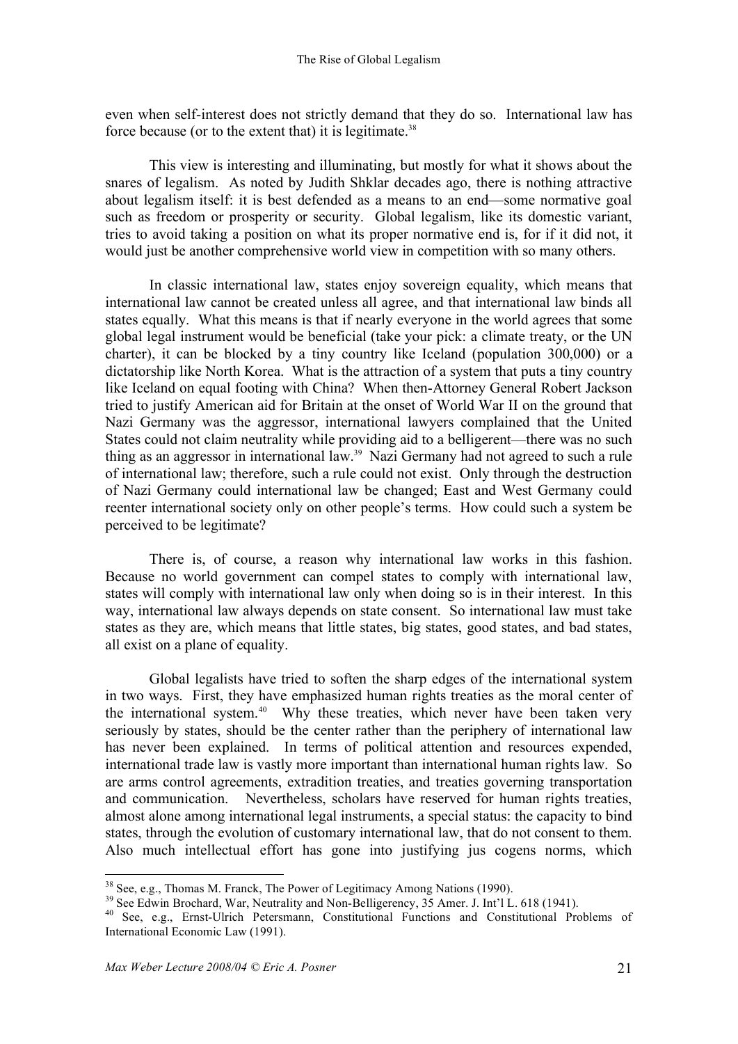even when self-interest does not strictly demand that they do so. International law has force because (or to the extent that) it is legitimate.[38]

This view is interesting and illuminating, but mostly for what it shows about the snares of legalism. As noted by Judith Shklar decades ago, there is nothing attractive about legalism itself: it is best defended as a means to an end—some normative goal such as freedom or prosperity or security. Global legalism, like its domestic variant, tries to avoid taking a position on what its proper normative end is, for if it did not, it would just be another comprehensive world view in competition with so many others.

In classic international law, states enjoy sovereign equality, which means that international law cannot be created unless all agree, and that international law binds all states equally. What this means is that if nearly everyone in the world agrees that some global legal instrument would be beneficial (take your pick: a climate treaty, or the UN charter), it can be blocked by a tiny country like Iceland (population 300,000) or a dictatorship like North Korea. What is the attraction of a system that puts a tiny country like Iceland on equal footing with China? When then-Attorney General Robert Jackson tried to justify American aid for Britain at the onset of World War II on the ground that Nazi Germany was the aggressor, international lawyers complained that the United States could not claim neutrality while providing aid to a belligerent—there was no such thing as an aggressor in international law.[39] Nazi Germany had not agreed to such a rule of international law; therefore, such a rule could not exist. Only through the destruction of Nazi Germany could international law be changed; East and West Germany could reenter international society only on other people's terms. How could such a system be perceived to be legitimate?

There is, of course, a reason why international law works in this fashion. Because no world government can compel states to comply with international law, states will comply with international law only when doing so is in their interest. In this way, international law always depends on state consent. So international law must take states as they are, which means that little states, big states, good states, and bad states, all exist on a plane of equality.

Global legalists have tried to soften the sharp edges of the international system in two ways. First, they have emphasized human rights treaties as the moral center of the international system.[40] Why these treaties, which never have been taken very seriously by states, should be the center rather than the periphery of international law has never been explained. In terms of political attention and resources expended, international trade law is vastly more important than international human rights law. So are arms control agreements, extradition treaties, and treaties governing transportation and communication. Nevertheless, scholars have reserved for human rights treaties, almost alone among international legal instruments, a special status: the capacity to bind states, through the evolution of customary international law, that do not consent to them. Also much intellectual effort has gone into justifying jus cogens norms, which

---

[38] See, e.g., Thomas M. Franck, The Power of Legitimacy Among Nations (1990).

[39] See Edwin Brochard, War, Neutrality and Non-Belligerency, 35 Amer. J. Int'l L. 618 (1941).

[40] See, e.g., Ernst-Ulrich Petersmann, Constitutional Functions and Constitutional Problems of International Economic Law (1991).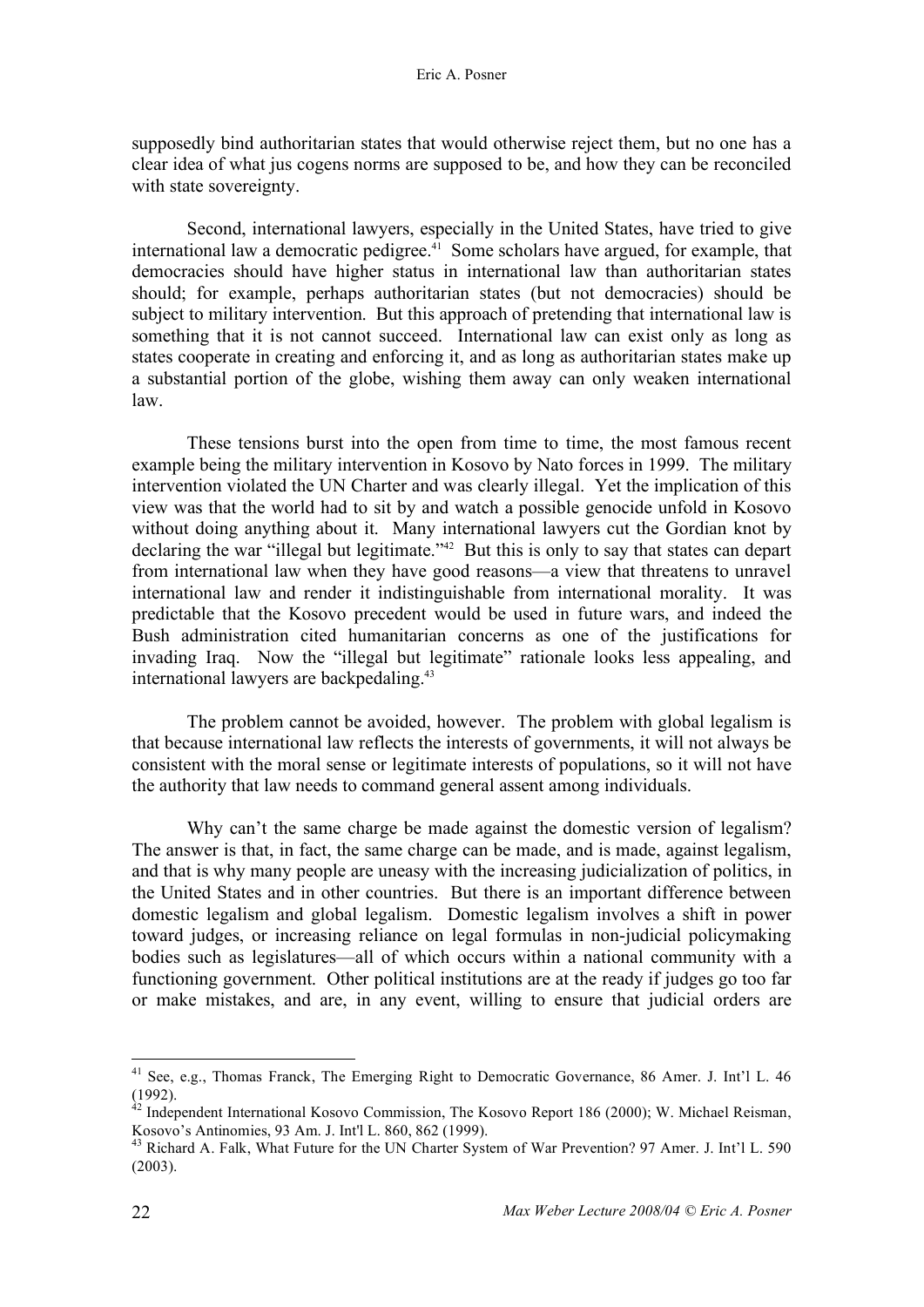supposedly bind authoritarian states that would otherwise reject them, but no one has a clear idea of what jus cogens norms are supposed to be, and how they can be reconciled with state sovereignty.

Second, international lawyers, especially in the United States, have tried to give international law a democratic pedigree.[41] Some scholars have argued, for example, that democracies should have higher status in international law than authoritarian states should; for example, perhaps authoritarian states (but not democracies) should be subject to military intervention. But this approach of pretending that international law is something that it is not cannot succeed. International law can exist only as long as states cooperate in creating and enforcing it, and as long as authoritarian states make up a substantial portion of the globe, wishing them away can only weaken international law.

These tensions burst into the open from time to time, the most famous recent example being the military intervention in Kosovo by Nato forces in 1999. The military intervention violated the UN Charter and was clearly illegal. Yet the implication of this view was that the world had to sit by and watch a possible genocide unfold in Kosovo without doing anything about it. Many international lawyers cut the Gordian knot by declaring the war "illegal but legitimate."[42] But this is only to say that states can depart from international law when they have good reasons—a view that threatens to unravel international law and render it indistinguishable from international morality. It was predictable that the Kosovo precedent would be used in future wars, and indeed the Bush administration cited humanitarian concerns as one of the justifications for invading Iraq. Now the "illegal but legitimate" rationale looks less appealing, and international lawyers are backpedaling.[43]

The problem cannot be avoided, however. The problem with global legalism is that because international law reflects the interests of governments, it will not always be consistent with the moral sense or legitimate interests of populations, so it will not have the authority that law needs to command general assent among individuals.

Why can't the same charge be made against the domestic version of legalism? The answer is that, in fact, the same charge can be made, and is made, against legalism, and that is why many people are uneasy with the increasing judicialization of politics, in the United States and in other countries. But there is an important difference between domestic legalism and global legalism. Domestic legalism involves a shift in power toward judges, or increasing reliance on legal formulas in non-judicial policymaking bodies such as legislatures—all of which occurs within a national community with a functioning government. Other political institutions are at the ready if judges go too far or make mistakes, and are, in any event, willing to ensure that judicial orders are

[41] See, e.g., Thomas Franck, The Emerging Right to Democratic Governance, 86 Amer. J. Int'l L. 46 (1992).

[42] Independent International Kosovo Commission, The Kosovo Report 186 (2000); W. Michael Reisman, Kosovo's Antinomies, 93 Am. J. Int'l L. 860, 862 (1999).

[43] Richard A. Falk, What Future for the UN Charter System of War Prevention? 97 Amer. J. Int'l L. 590 (2003).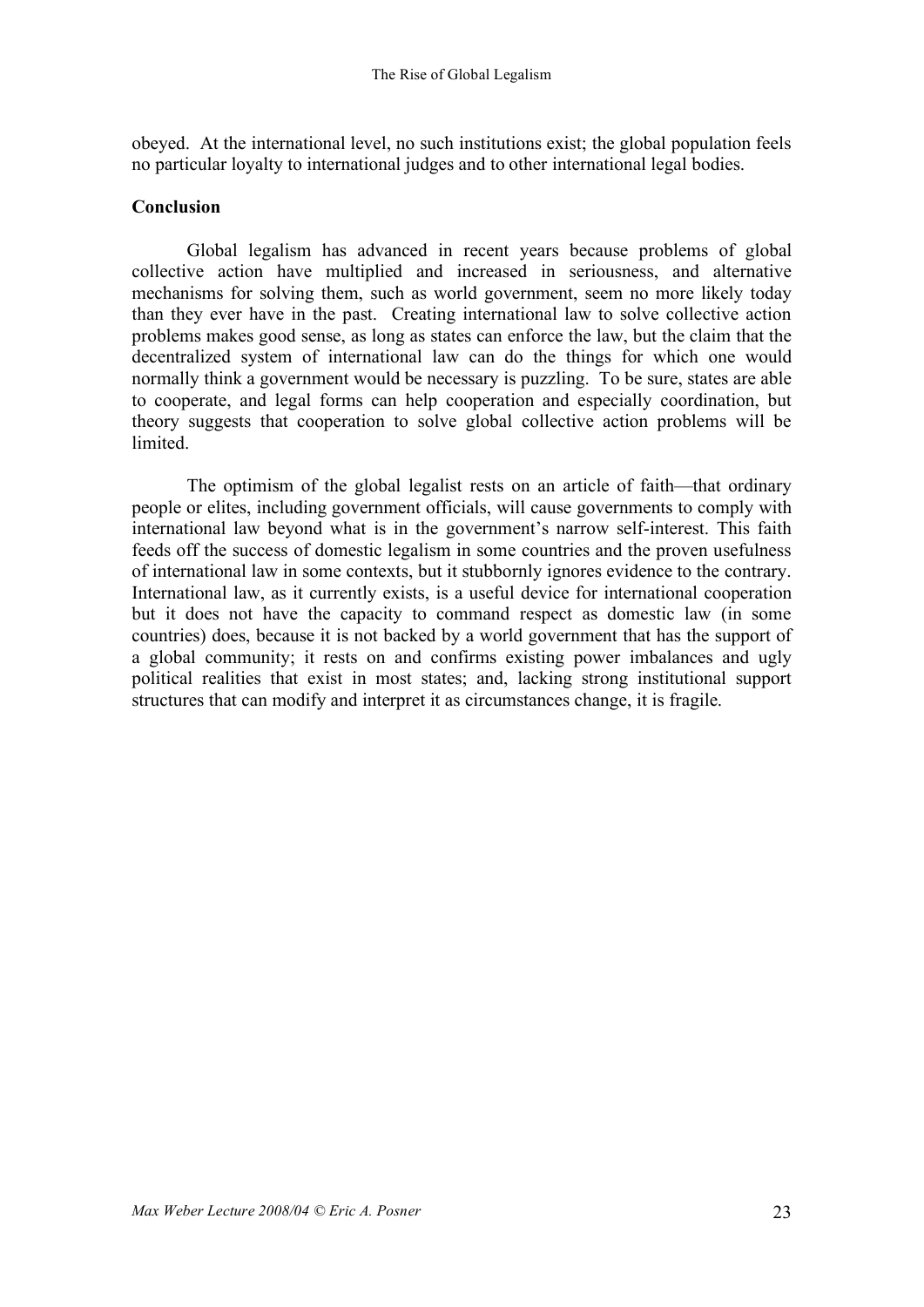obeyed. At the international level, no such institutions exist; the global population feels no particular loyalty to international judges and to other international legal bodies.

**Conclusion**

Global legalism has advanced in recent years because problems of global collective action have multiplied and increased in seriousness, and alternative mechanisms for solving them, such as world government, seem no more likely today than they ever have in the past. Creating international law to solve collective action problems makes good sense, as long as states can enforce the law, but the claim that the decentralized system of international law can do the things for which one would normally think a government would be necessary is puzzling. To be sure, states are able to cooperate, and legal forms can help cooperation and especially coordination, but theory suggests that cooperation to solve global collective action problems will be limited.

The optimism of the global legalist rests on an article of faith—that ordinary people or elites, including government officials, will cause governments to comply with international law beyond what is in the government's narrow self-interest. This faith feeds off the success of domestic legalism in some countries and the proven usefulness of international law in some contexts, but it stubbornly ignores evidence to the contrary. International law, as it currently exists, is a useful device for international cooperation but it does not have the capacity to command respect as domestic law (in some countries) does, because it is not backed by a world government that has the support of a global community; it rests on and confirms existing power imbalances and ugly political realities that exist in most states; and, lacking strong institutional support structures that can modify and interpret it as circumstances change, it is fragile.